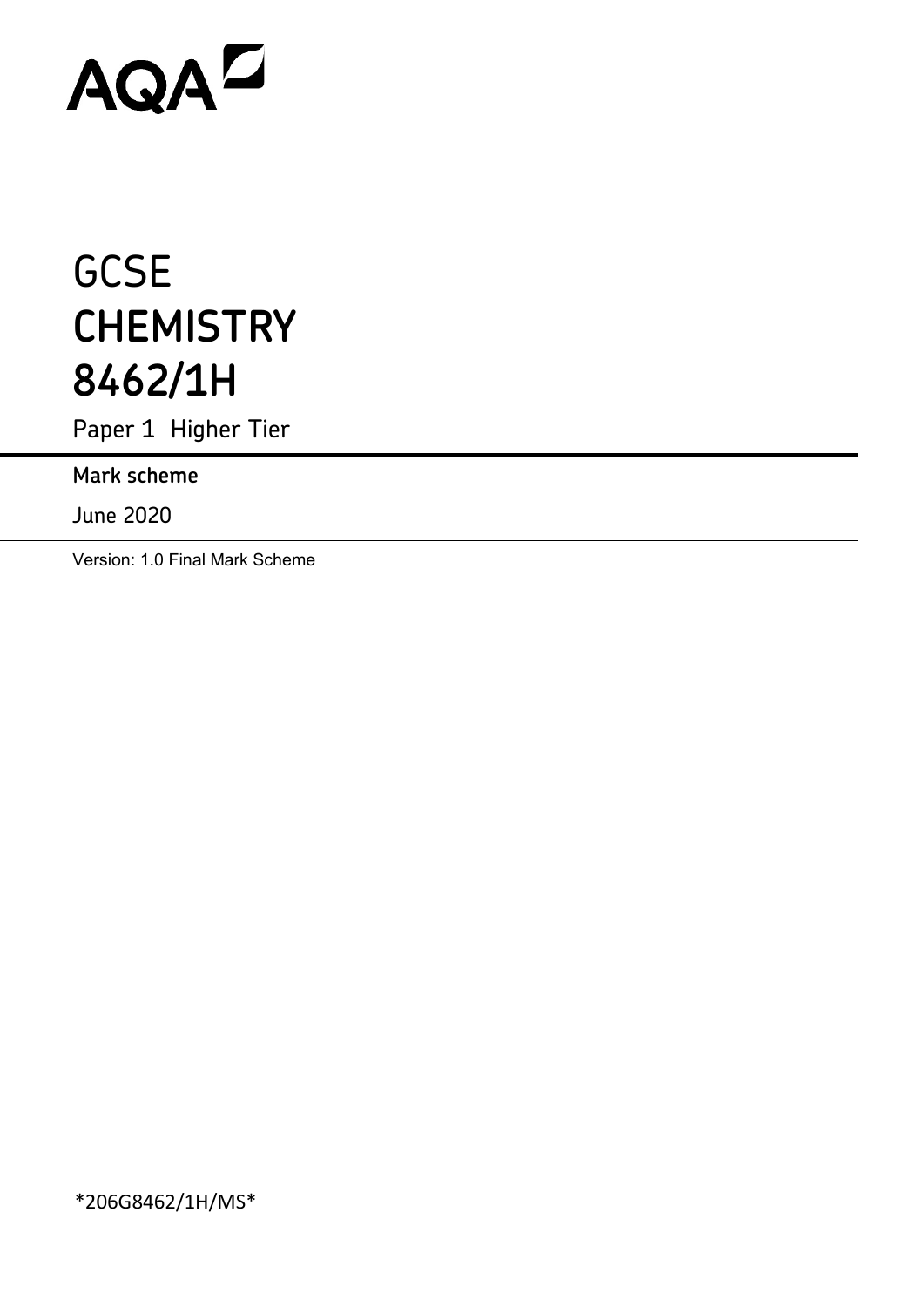AQA

# GCSE
# CHEMISTRY
# 8462/1H

Paper 1 Higher Tier

**Mark scheme**

June 2020

Version: 1.0 Final Mark Scheme

*206G8462/1H/MS*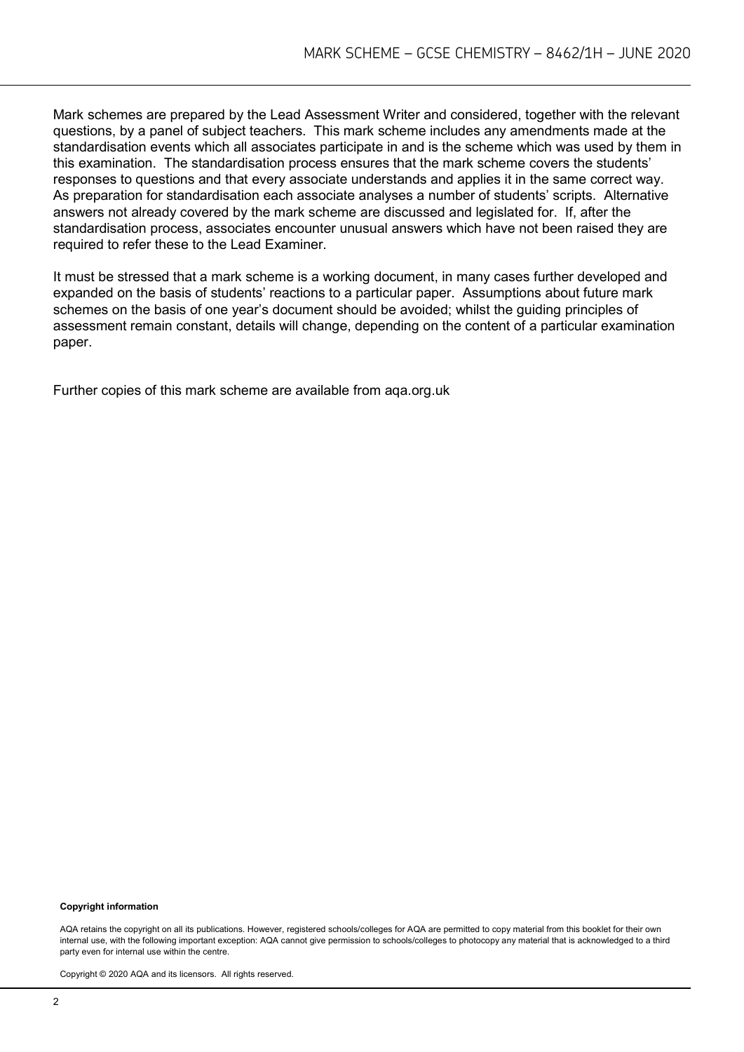Mark schemes are prepared by the Lead Assessment Writer and considered, together with the relevant questions, by a panel of subject teachers. This mark scheme includes any amendments made at the standardisation events which all associates participate in and is the scheme which was used by them in this examination. The standardisation process ensures that the mark scheme covers the students' responses to questions and that every associate understands and applies it in the same correct way. As preparation for standardisation each associate analyses a number of students' scripts. Alternative answers not already covered by the mark scheme are discussed and legislated for. If, after the standardisation process, associates encounter unusual answers which have not been raised they are required to refer these to the Lead Examiner.

It must be stressed that a mark scheme is a working document, in many cases further developed and expanded on the basis of students' reactions to a particular paper. Assumptions about future mark schemes on the basis of one year's document should be avoided; whilst the guiding principles of assessment remain constant, details will change, depending on the content of a particular examination paper.

Further copies of this mark scheme are available from aqa.org.uk

**Copyright information**

AQA retains the copyright on all its publications. However, registered schools/colleges for AQA are permitted to copy material from this booklet for their own internal use, with the following important exception: AQA cannot give permission to schools/colleges to photocopy any material that is acknowledged to a third party even for internal use within the centre.

Copyright © 2020 AQA and its licensors. All rights reserved.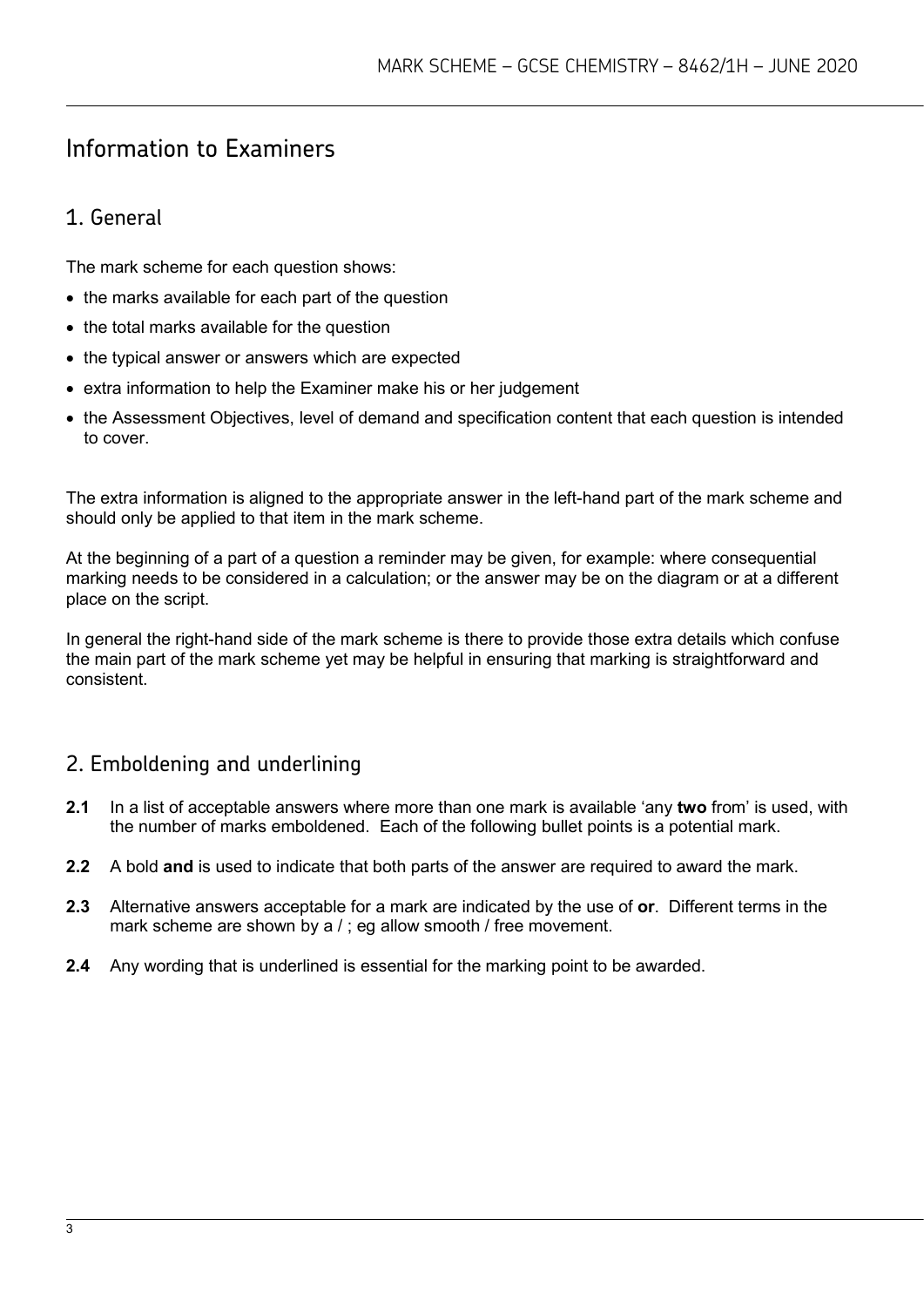# Information to Examiners

## 1. General

The mark scheme for each question shows:

- the marks available for each part of the question
- the total marks available for the question
- the typical answer or answers which are expected
- extra information to help the Examiner make his or her judgement
- the Assessment Objectives, level of demand and specification content that each question is intended to cover.

The extra information is aligned to the appropriate answer in the left-hand part of the mark scheme and should only be applied to that item in the mark scheme.

At the beginning of a part of a question a reminder may be given, for example: where consequential marking needs to be considered in a calculation; or the answer may be on the diagram or at a different place on the script.

In general the right-hand side of the mark scheme is there to provide those extra details which confuse the main part of the mark scheme yet may be helpful in ensuring that marking is straightforward and consistent.

## 2. Emboldening and underlining

**2.1** In a list of acceptable answers where more than one mark is available 'any **two** from' is used, with the number of marks emboldened. Each of the following bullet points is a potential mark.

**2.2** A bold **and** is used to indicate that both parts of the answer are required to award the mark.

**2.3** Alternative answers acceptable for a mark are indicated by the use of **or**. Different terms in the mark scheme are shown by a / ; eg allow smooth / free movement.

**2.4** Any wording that is underlined is essential for the marking point to be awarded.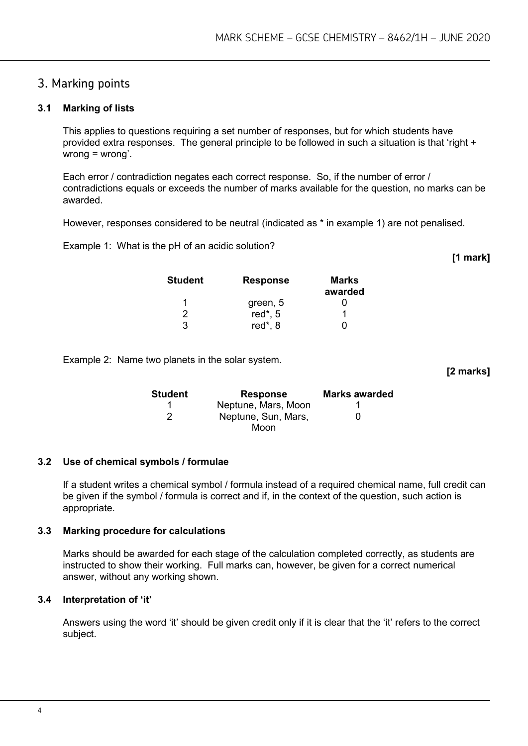## 3. Marking points

### 3.1 Marking of lists

This applies to questions requiring a set number of responses, but for which students have provided extra responses. The general principle to be followed in such a situation is that 'right + wrong = wrong'.

Each error / contradiction negates each correct response. So, if the number of error / contradictions equals or exceeds the number of marks available for the question, no marks can be awarded.

However, responses considered to be neutral (indicated as * in example 1) are not penalised.

Example 1: What is the pH of an acidic solution?

**[1 mark]**

| Student | Response | Marks awarded |
|---|---|---|
| 1 | green, 5 | 0 |
| 2 | red*, 5 | 1 |
| 3 | red*, 8 | 0 |

Example 2: Name two planets in the solar system.

**[2 marks]**

| Student | Response | Marks awarded |
|---|---|---|
| 1 | Neptune, Mars, Moon | 1 |
| 2 | Neptune, Sun, Mars, Moon | 0 |

### 3.2 Use of chemical symbols / formulae

If a student writes a chemical symbol / formula instead of a required chemical name, full credit can be given if the symbol / formula is correct and if, in the context of the question, such action is appropriate.

### 3.3 Marking procedure for calculations

Marks should be awarded for each stage of the calculation completed correctly, as students are instructed to show their working. Full marks can, however, be given for a correct numerical answer, without any working shown.

### 3.4 Interpretation of 'it'

Answers using the word 'it' should be given credit only if it is clear that the 'it' refers to the correct subject.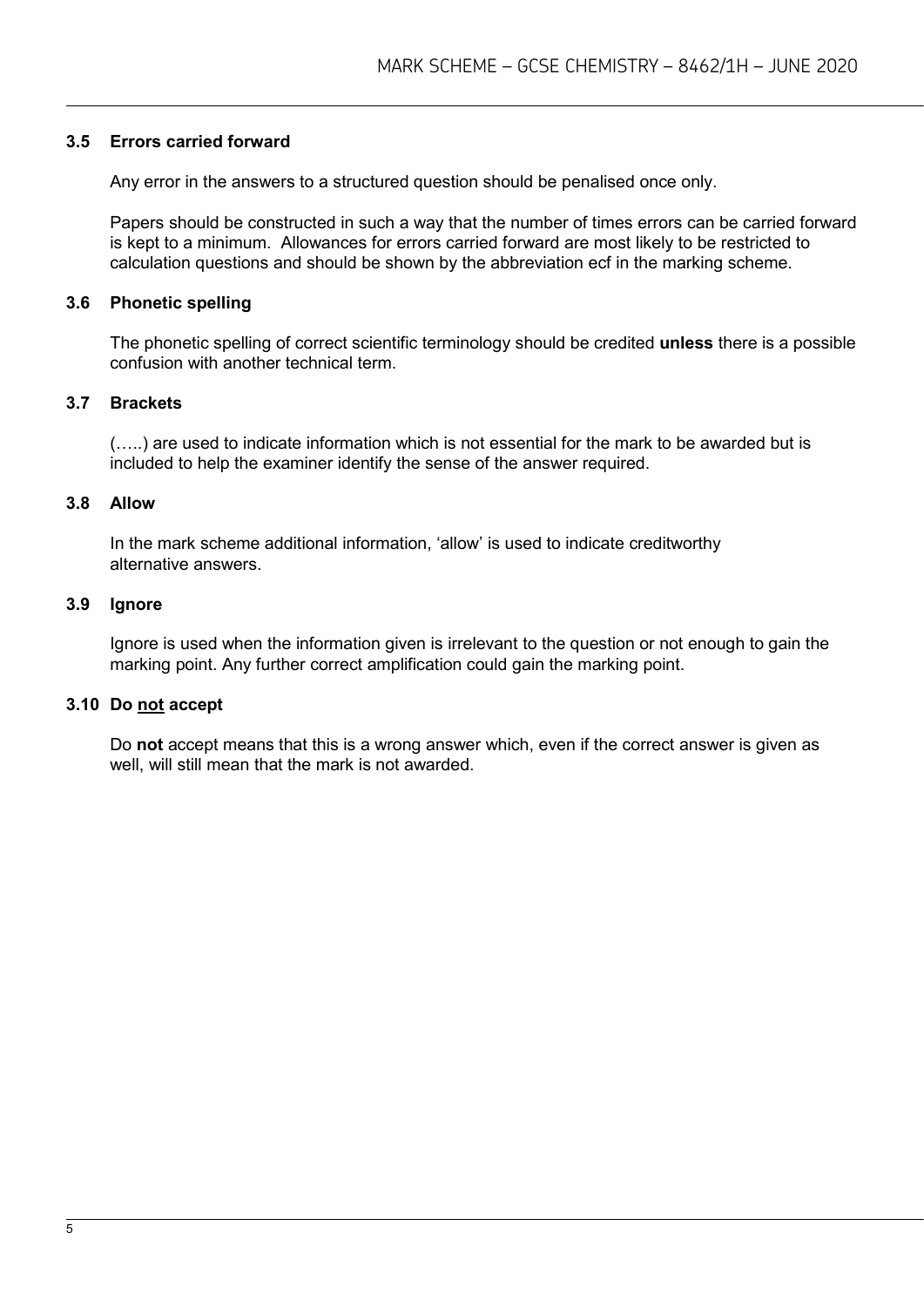### 3.5 Errors carried forward

Any error in the answers to a structured question should be penalised once only.

Papers should be constructed in such a way that the number of times errors can be carried forward is kept to a minimum. Allowances for errors carried forward are most likely to be restricted to calculation questions and should be shown by the abbreviation ecf in the marking scheme.

### 3.6 Phonetic spelling

The phonetic spelling of correct scientific terminology should be credited **unless** there is a possible confusion with another technical term.

### 3.7 Brackets

(…..) are used to indicate information which is not essential for the mark to be awarded but is included to help the examiner identify the sense of the answer required.

### 3.8 Allow

In the mark scheme additional information, 'allow' is used to indicate creditworthy alternative answers.

### 3.9 Ignore

Ignore is used when the information given is irrelevant to the question or not enough to gain the marking point. Any further correct amplification could gain the marking point.

### 3.10 Do <u>not</u> accept

Do **not** accept means that this is a wrong answer which, even if the correct answer is given as well, will still mean that the mark is not awarded.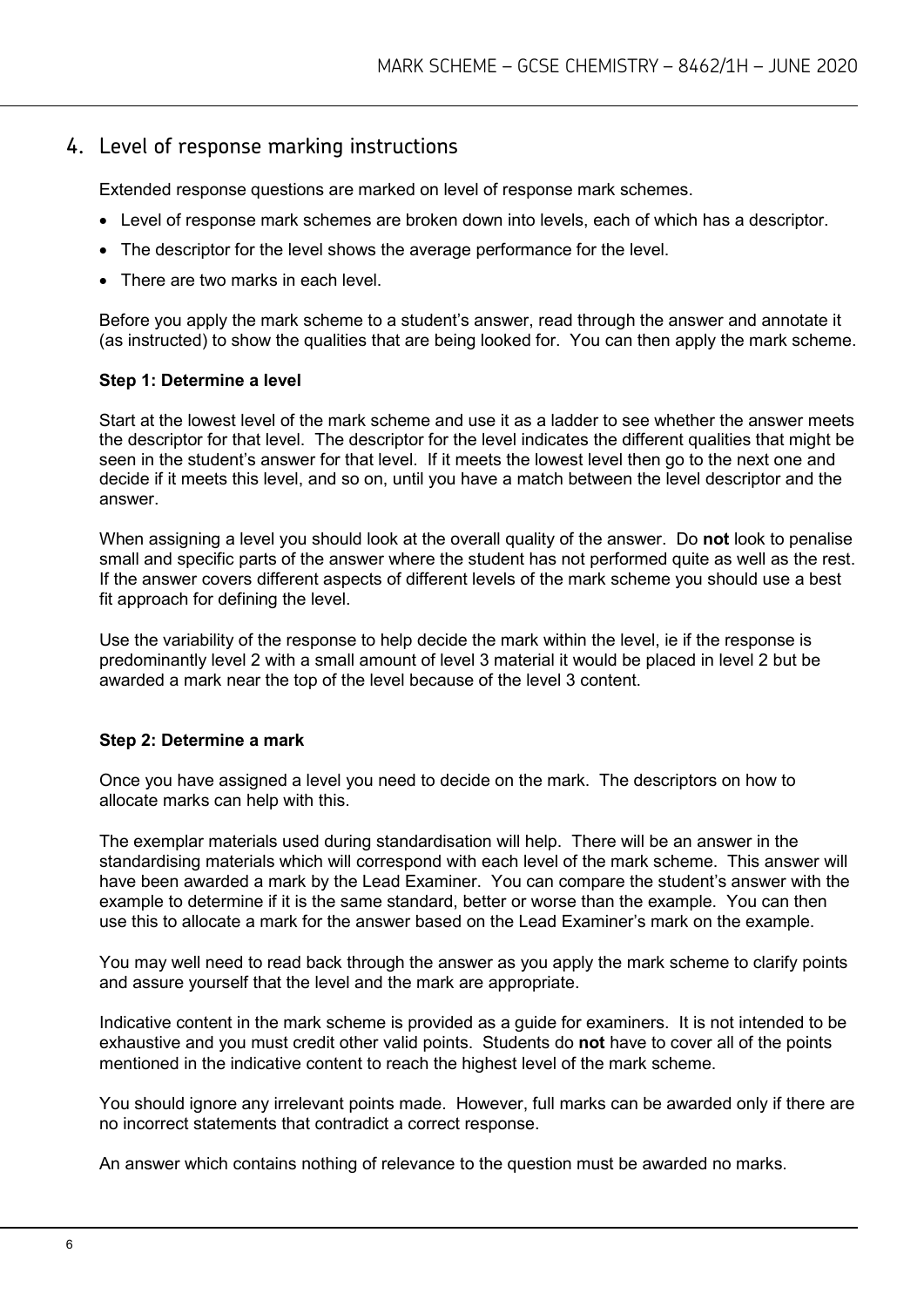## 4. Level of response marking instructions

Extended response questions are marked on level of response mark schemes.

- Level of response mark schemes are broken down into levels, each of which has a descriptor.
- The descriptor for the level shows the average performance for the level.
- There are two marks in each level.

Before you apply the mark scheme to a student's answer, read through the answer and annotate it (as instructed) to show the qualities that are being looked for. You can then apply the mark scheme.

**Step 1: Determine a level**

Start at the lowest level of the mark scheme and use it as a ladder to see whether the answer meets the descriptor for that level. The descriptor for the level indicates the different qualities that might be seen in the student's answer for that level. If it meets the lowest level then go to the next one and decide if it meets this level, and so on, until you have a match between the level descriptor and the answer.

When assigning a level you should look at the overall quality of the answer. Do **not** look to penalise small and specific parts of the answer where the student has not performed quite as well as the rest. If the answer covers different aspects of different levels of the mark scheme you should use a best fit approach for defining the level.

Use the variability of the response to help decide the mark within the level, ie if the response is predominantly level 2 with a small amount of level 3 material it would be placed in level 2 but be awarded a mark near the top of the level because of the level 3 content.

**Step 2: Determine a mark**

Once you have assigned a level you need to decide on the mark. The descriptors on how to allocate marks can help with this.

The exemplar materials used during standardisation will help. There will be an answer in the standardising materials which will correspond with each level of the mark scheme. This answer will have been awarded a mark by the Lead Examiner. You can compare the student's answer with the example to determine if it is the same standard, better or worse than the example. You can then use this to allocate a mark for the answer based on the Lead Examiner's mark on the example.

You may well need to read back through the answer as you apply the mark scheme to clarify points and assure yourself that the level and the mark are appropriate.

Indicative content in the mark scheme is provided as a guide for examiners. It is not intended to be exhaustive and you must credit other valid points. Students do **not** have to cover all of the points mentioned in the indicative content to reach the highest level of the mark scheme.

You should ignore any irrelevant points made. However, full marks can be awarded only if there are no incorrect statements that contradict a correct response.

An answer which contains nothing of relevance to the question must be awarded no marks.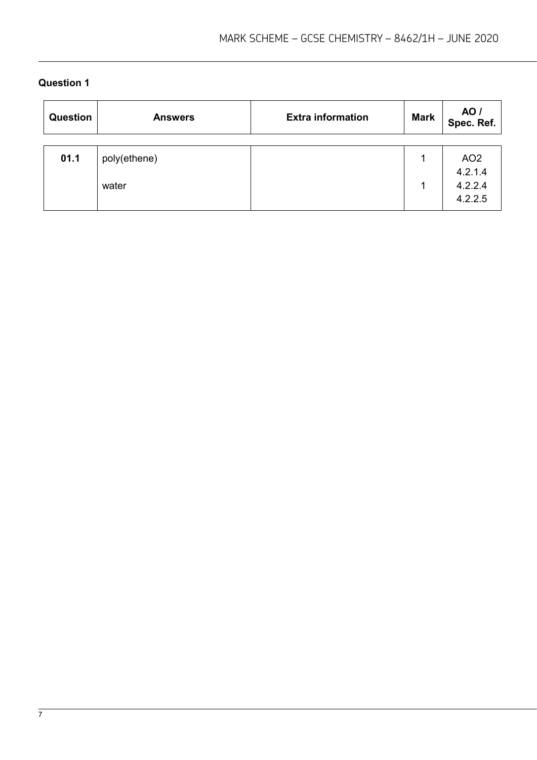## Question 1

| Question | Answers | Extra information | Mark | AO / Spec. Ref. |
|---|---|---|---|---|
| 01.1 | poly(ethene) | | 1 | AO2 4.2.1.4 |
| | water | | 1 | 4.2.2.4 4.2.2.5 |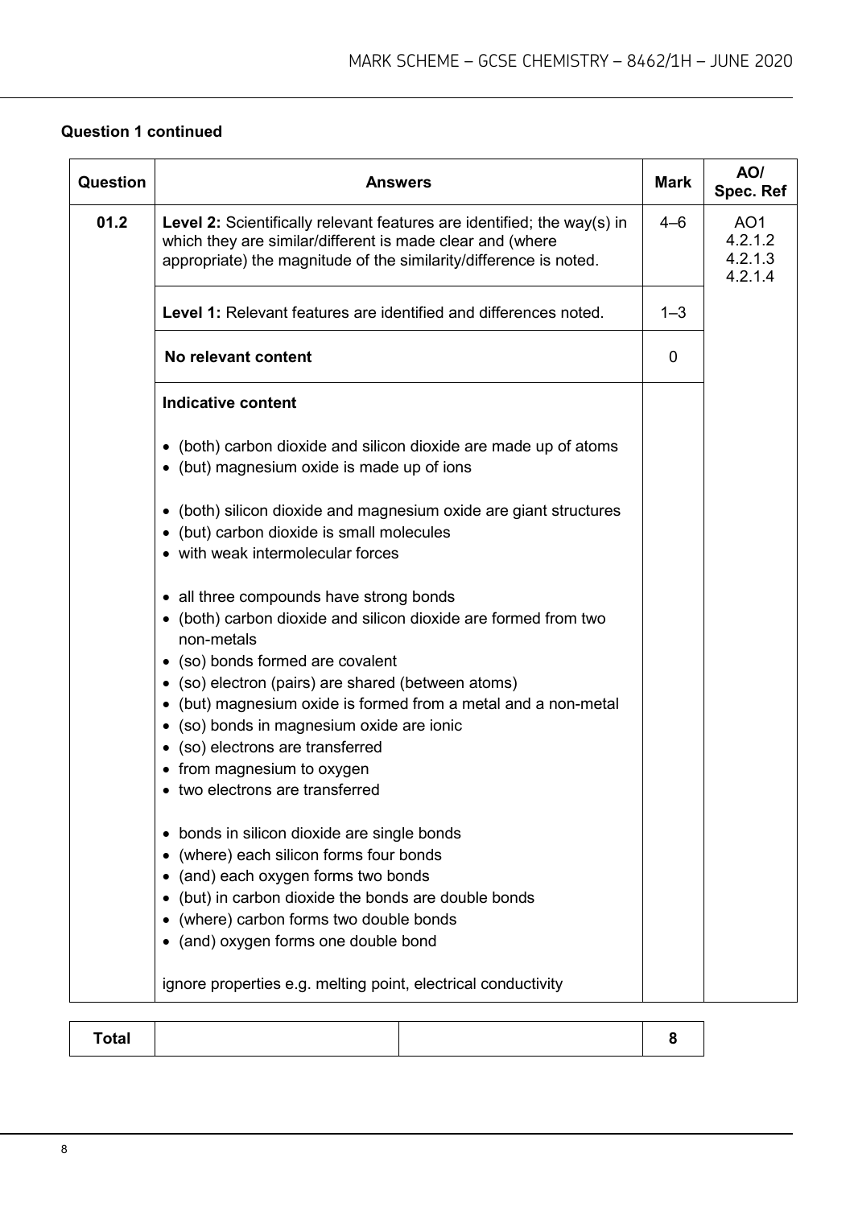**Question 1 continued**

| Question | Answers | Mark | AO/ Spec. Ref |
|---|---|---|---|
| 01.2 | **Level 2:** Scientifically relevant features are identified; the way(s) in which they are similar/different is made clear and (where appropriate) the magnitude of the similarity/difference is noted. | 4–6 | AO1 4.2.1.2 4.2.1.3 4.2.1.4 |
| | **Level 1:** Relevant features are identified and differences noted. | 1–3 | |
| | **No relevant content** | 0 | |
| | **Indicative content**<br><br>• (both) carbon dioxide and silicon dioxide are made up of atoms<br>• (but) magnesium oxide is made up of ions<br><br>• (both) silicon dioxide and magnesium oxide are giant structures<br>• (but) carbon dioxide is small molecules<br>• with weak intermolecular forces<br><br>• all three compounds have strong bonds<br>• (both) carbon dioxide and silicon dioxide are formed from two non-metals<br>• (so) bonds formed are covalent<br>• (so) electron (pairs) are shared (between atoms)<br>• (but) magnesium oxide is formed from a metal and a non-metal<br>• (so) bonds in magnesium oxide are ionic<br>• (so) electrons are transferred<br>• from magnesium to oxygen<br>• two electrons are transferred<br><br>• bonds in silicon dioxide are single bonds<br>• (where) each silicon forms four bonds<br>• (and) each oxygen forms two bonds<br>• (but) in carbon dioxide the bonds are double bonds<br>• (where) carbon forms two double bonds<br>• (and) oxygen forms one double bond<br><br>ignore properties e.g. melting point, electrical conductivity | | |

| Total | | | 8 |
|---|---|---|---|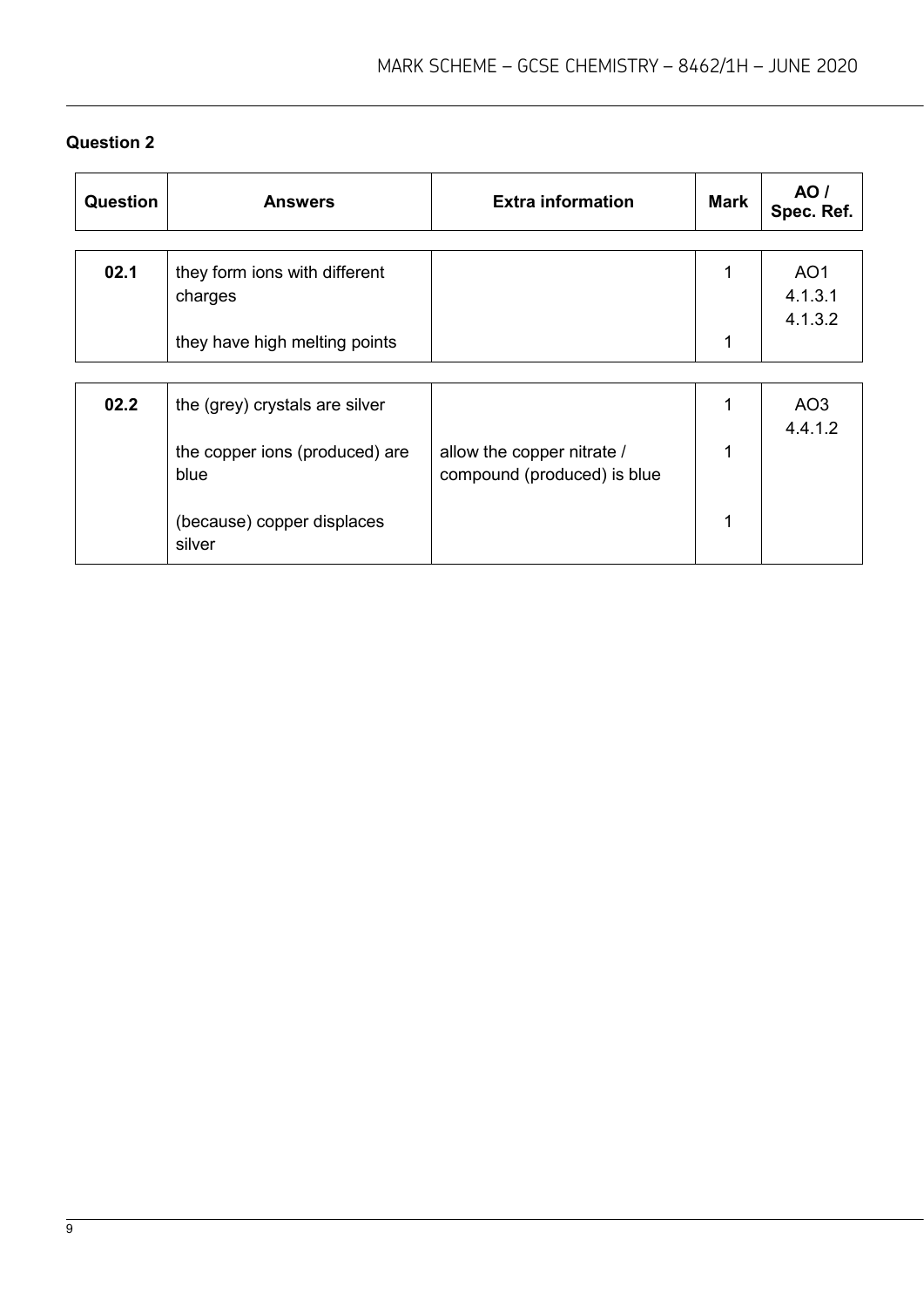## Question 2

| Question | Answers | Extra information | Mark | AO / Spec. Ref. |
|---|---|---|---|---|
| 02.1 | they form ions with different charges | | 1 | AO1 4.1.3.1 4.1.3.2 |
| | they have high melting points | | 1 | |
| 02.2 | the (grey) crystals are silver | | 1 | AO3 4.4.1.2 |
| | the copper ions (produced) are blue | allow the copper nitrate / compound (produced) is blue | 1 | |
| | (because) copper displaces silver | | 1 | |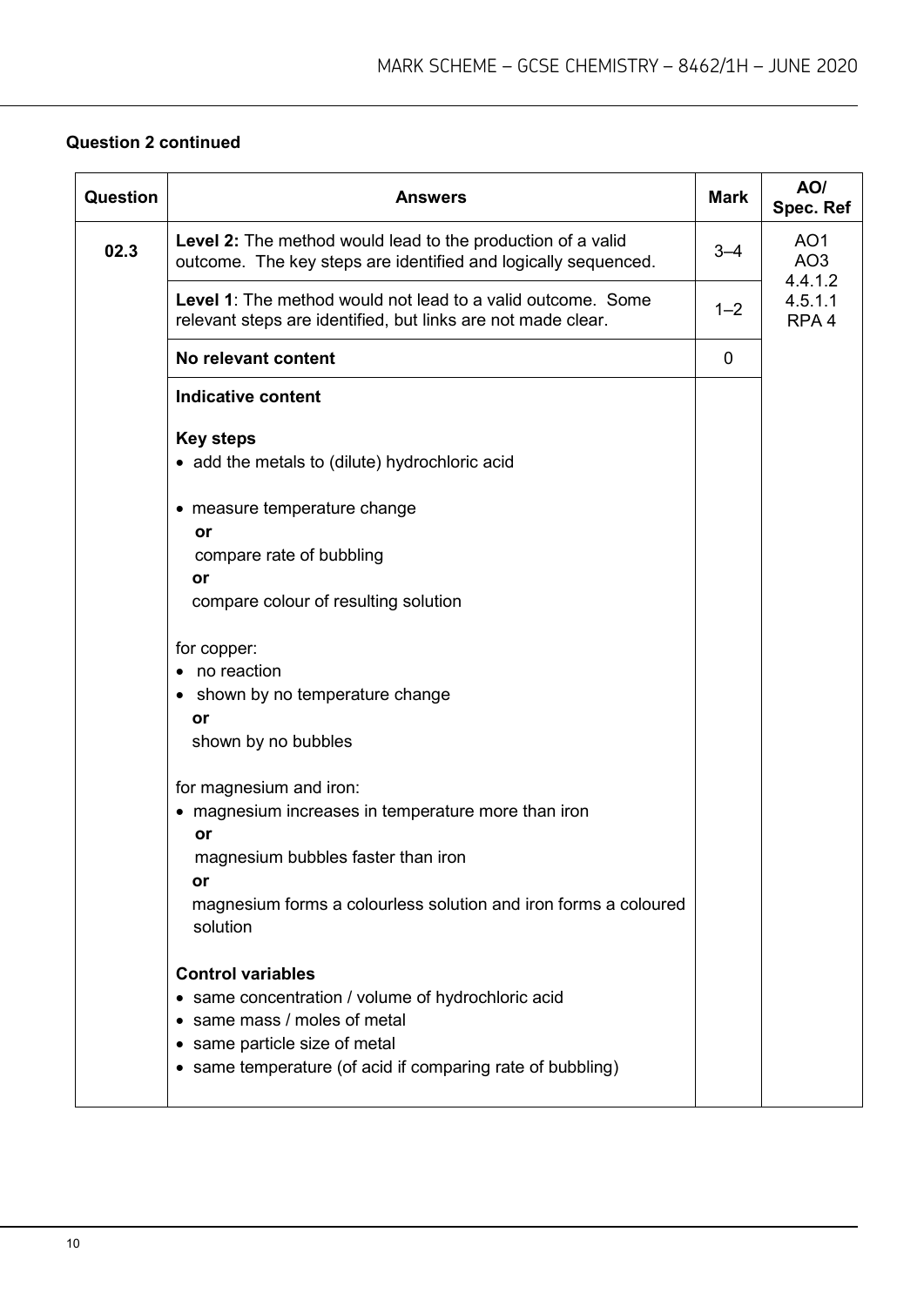**Question 2 continued**

| Question | Answers | Mark | AO/ Spec. Ref |
|---|---|---|---|
| 02.3 | **Level 2:** The method would lead to the production of a valid outcome. The key steps are identified and logically sequenced. | 3–4 | AO1<br>AO3<br>4.4.1.2<br>4.5.1.1<br>RPA 4 |
| | **Level 1**: The method would not lead to a valid outcome. Some relevant steps are identified, but links are not made clear. | 1–2 | |
| | **No relevant content** | 0 | |
| | **Indicative content**<br><br>**Key steps**<br>• add the metals to (dilute) hydrochloric acid<br><br>• measure temperature change<br>**or**<br>compare rate of bubbling<br>**or**<br>compare colour of resulting solution<br><br>for copper:<br>• no reaction<br>• shown by no temperature change<br>**or**<br>shown by no bubbles<br><br>for magnesium and iron:<br>• magnesium increases in temperature more than iron<br>**or**<br>magnesium bubbles faster than iron<br>**or**<br>magnesium forms a colourless solution and iron forms a coloured solution<br><br>**Control variables**<br>• same concentration / volume of hydrochloric acid<br>• same mass / moles of metal<br>• same particle size of metal<br>• same temperature (of acid if comparing rate of bubbling) | | |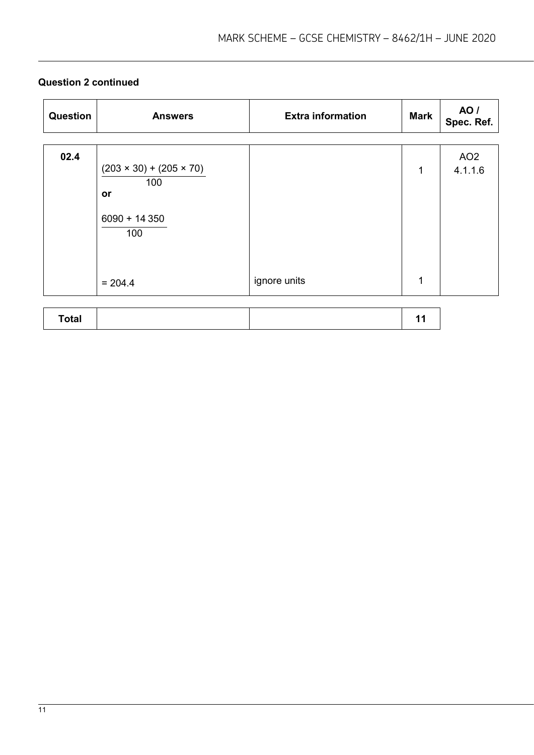**Question 2 continued**

| Question | Answers | Extra information | Mark | AO / Spec. Ref. |
|---|---|---|---|---|
| 02.4 | $\frac{(203 \times 30) + (205 \times 70)}{100}$ **or** $\frac{6090 + 14\,350}{100}$ | | 1 | AO2 4.1.1.6 |
| | = 204.4 | ignore units | 1 | |

| Total | | | 11 |
|---|---|---|---|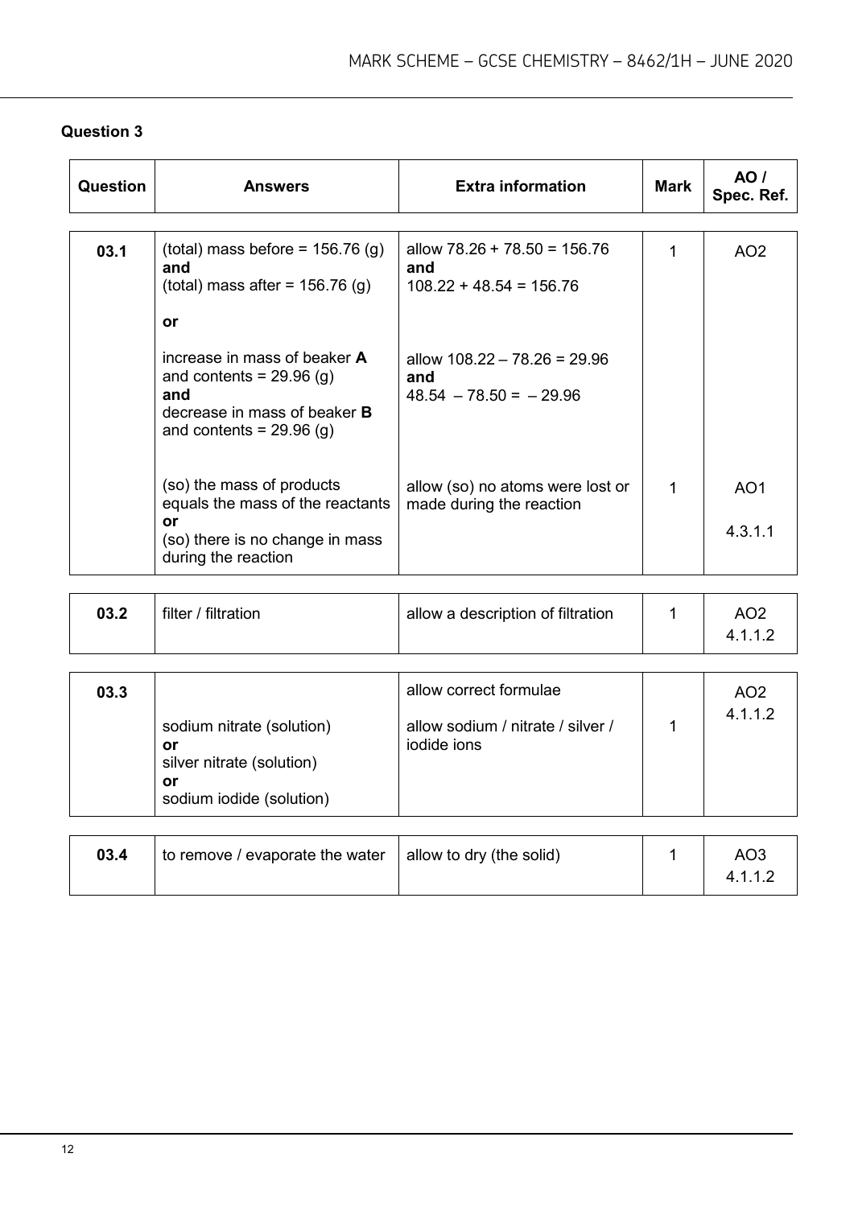## Question 3

| Question | Answers | Extra information | Mark | AO / Spec. Ref. |
|---|---|---|---|---|
| 03.1 | (total) mass before = 156.76 (g) **and** (total) mass after = 156.76 (g)<br><br>**or**<br><br>increase in mass of beaker **A** and contents = 29.96 (g) **and** decrease in mass of beaker **B** and contents = 29.96 (g) | allow 78.26 + 78.50 = 156.76 **and** 108.22 + 48.54 = 156.76<br><br>allow 108.22 – 78.26 = 29.96 **and** 48.54 – 78.50 = – 29.96 | 1 | AO2 |
| | (so) the mass of products equals the mass of the reactants<br>**or**<br>(so) there is no change in mass during the reaction | allow (so) no atoms were lost or made during the reaction | 1 | AO1<br><br>4.3.1.1 |
| 03.2 | filter / filtration | allow a description of filtration | 1 | AO2<br>4.1.1.2 |
| 03.3 | sodium nitrate (solution)<br>**or**<br>silver nitrate (solution)<br>**or**<br>sodium iodide (solution) | allow correct formulae<br><br>allow sodium / nitrate / silver / iodide ions | 1 | AO2<br>4.1.1.2 |
| 03.4 | to remove / evaporate the water | allow to dry (the solid) | 1 | AO3<br>4.1.1.2 |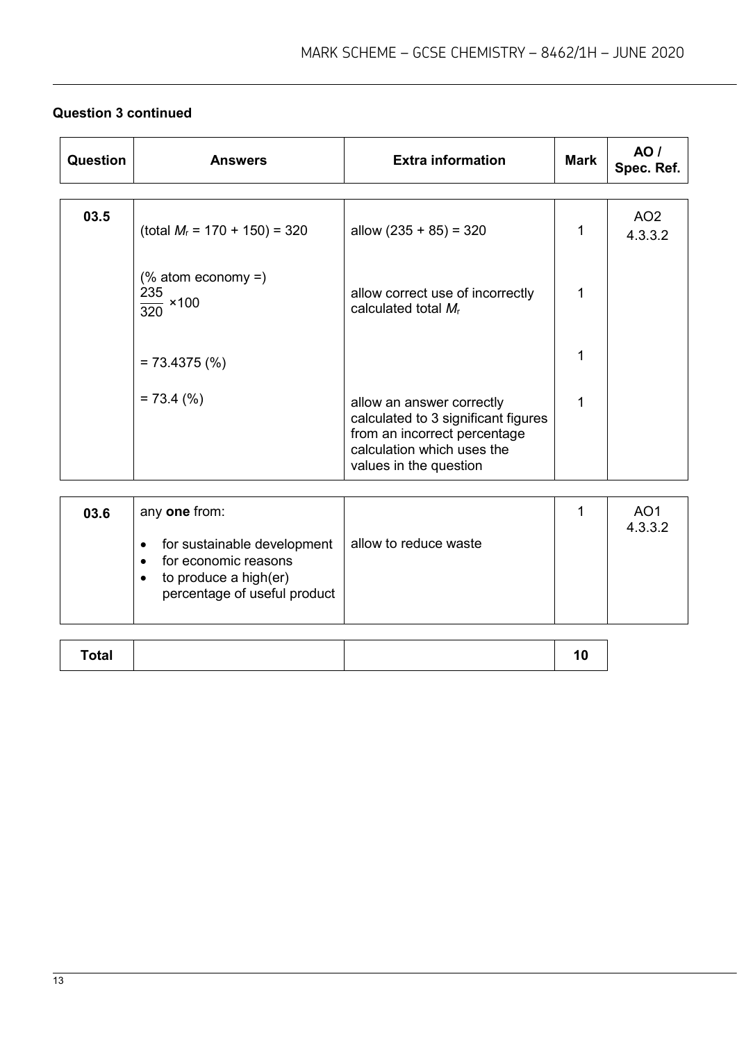**Question 3 continued**

| Question | Answers | Extra information | Mark | AO / Spec. Ref. |
|---|---|---|---|---|
| 03.5 | (total $M_r$ = 170 + 150) = 320 | allow (235 + 85) = 320 | 1 | AO2 4.3.3.2 |
| | (% atom economy =) $\frac{235}{320} \times 100$ | allow correct use of incorrectly calculated total $M_r$ | 1 | |
| | = 73.4375 (%) | | 1 | |
| | = 73.4 (%) | allow an answer correctly calculated to 3 significant figures from an incorrect percentage calculation which uses the values in the question | 1 | |

| Question | Answers | Extra information | Mark | AO / Spec. Ref. |
|---|---|---|---|---|
| 03.6 | any **one** from:<br>• for sustainable development<br>• for economic reasons<br>• to produce a high(er) percentage of useful product | allow to reduce waste | 1 | AO1 4.3.3.2 |

| Total | | | 10 |
|---|---|---|---|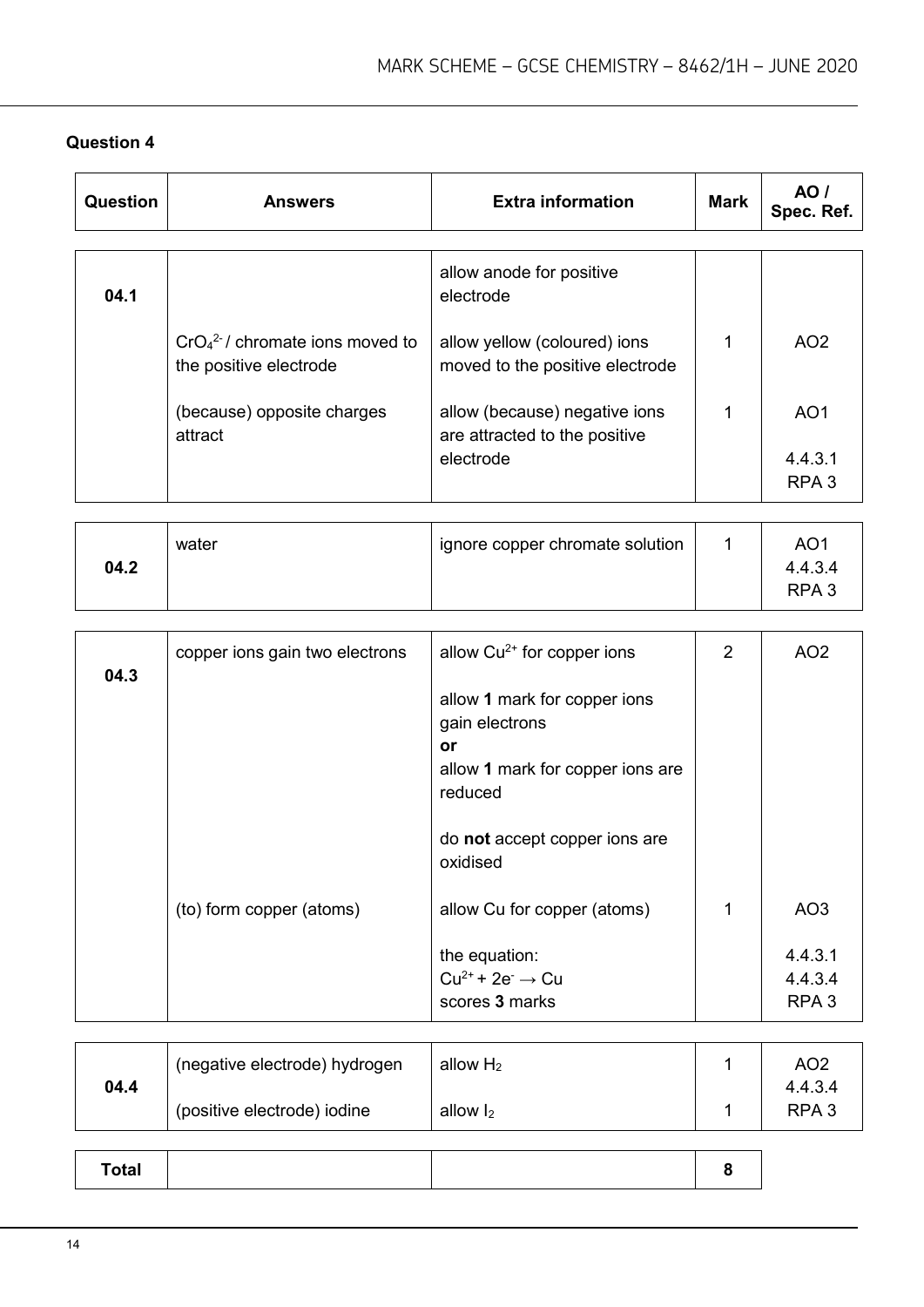## Question 4

| Question | Answers | Extra information | Mark | AO / Spec. Ref. |
|---|---|---|---|---|
| 04.1 | | allow anode for positive electrode | | |
| | $CrO_4^{2-}$ / chromate ions moved to the positive electrode | allow yellow (coloured) ions moved to the positive electrode | 1 | AO2 |
| | (because) opposite charges attract | allow (because) negative ions are attracted to the positive electrode | 1 | AO1<br>4.4.3.1<br>RPA 3 |
| 04.2 | water | ignore copper chromate solution | 1 | AO1<br>4.4.3.4<br>RPA 3 |
| 04.3 | copper ions gain two electrons | allow $Cu^{2+}$ for copper ions<br><br>allow **1** mark for copper ions gain electrons<br>**or**<br>allow **1** mark for copper ions are reduced<br><br>do **not** accept copper ions are oxidised | 2 | AO2 |
| | (to) form copper (atoms) | allow Cu for copper (atoms)<br><br>the equation:<br>$Cu^{2+} + 2e^- \rightarrow Cu$<br>scores **3** marks | 1 | AO3<br><br>4.4.3.1<br>4.4.3.4<br>RPA 3 |
| 04.4 | (negative electrode) hydrogen | allow $H_2$ | 1 | AO2<br>4.4.3.4 |
| | (positive electrode) iodine | allow $I_2$ | 1 | RPA 3 |
| **Total** | | | **8** | |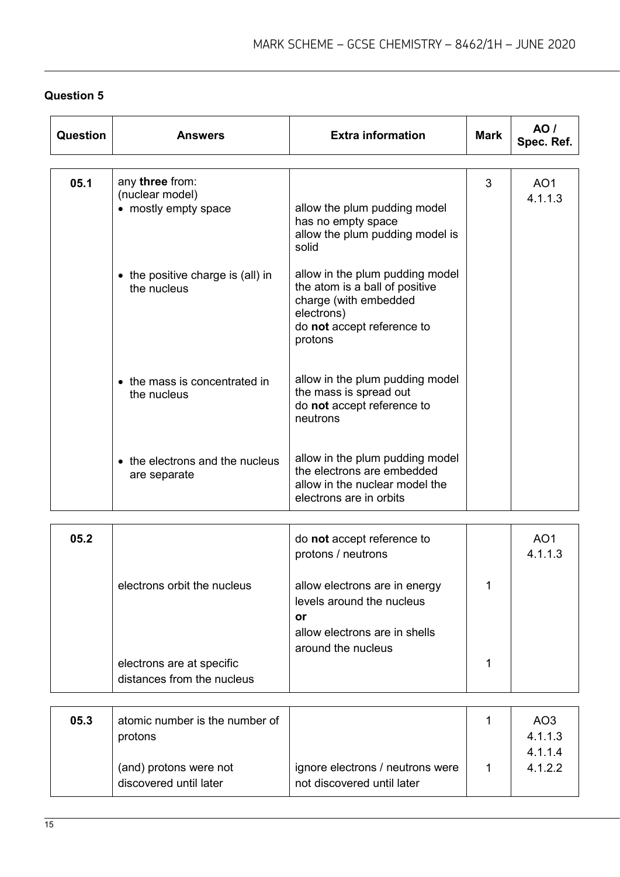## Question 5

| Question | Answers | Extra information | Mark | AO / Spec. Ref. |
|---|---|---|---|---|
| 05.1 | any **three** from:<br>(nuclear model)<br>• mostly empty space | allow the plum pudding model has no empty space<br>allow the plum pudding model is solid | 3 | AO1<br>4.1.1.3 |
| | • the positive charge is (all) in the nucleus | allow in the plum pudding model the atom is a ball of positive charge (with embedded electrons)<br>do **not** accept reference to protons | | |
| | • the mass is concentrated in the nucleus | allow in the plum pudding model the mass is spread out<br>do **not** accept reference to neutrons | | |
| | • the electrons and the nucleus are separate | allow in the plum pudding model the electrons are embedded<br>allow in the nuclear model the electrons are in orbits | | |
| 05.2 | | do **not** accept reference to protons / neutrons | | AO1<br>4.1.1.3 |
| | electrons orbit the nucleus | allow electrons are in energy levels around the nucleus<br>**or**<br>allow electrons are in shells around the nucleus | 1 | |
| | electrons are at specific distances from the nucleus | | 1 | |
| 05.3 | atomic number is the number of protons | | 1 | AO3<br>4.1.1.3<br>4.1.1.4<br>4.1.2.2 |
| | (and) protons were not discovered until later | ignore electrons / neutrons were not discovered until later | 1 | |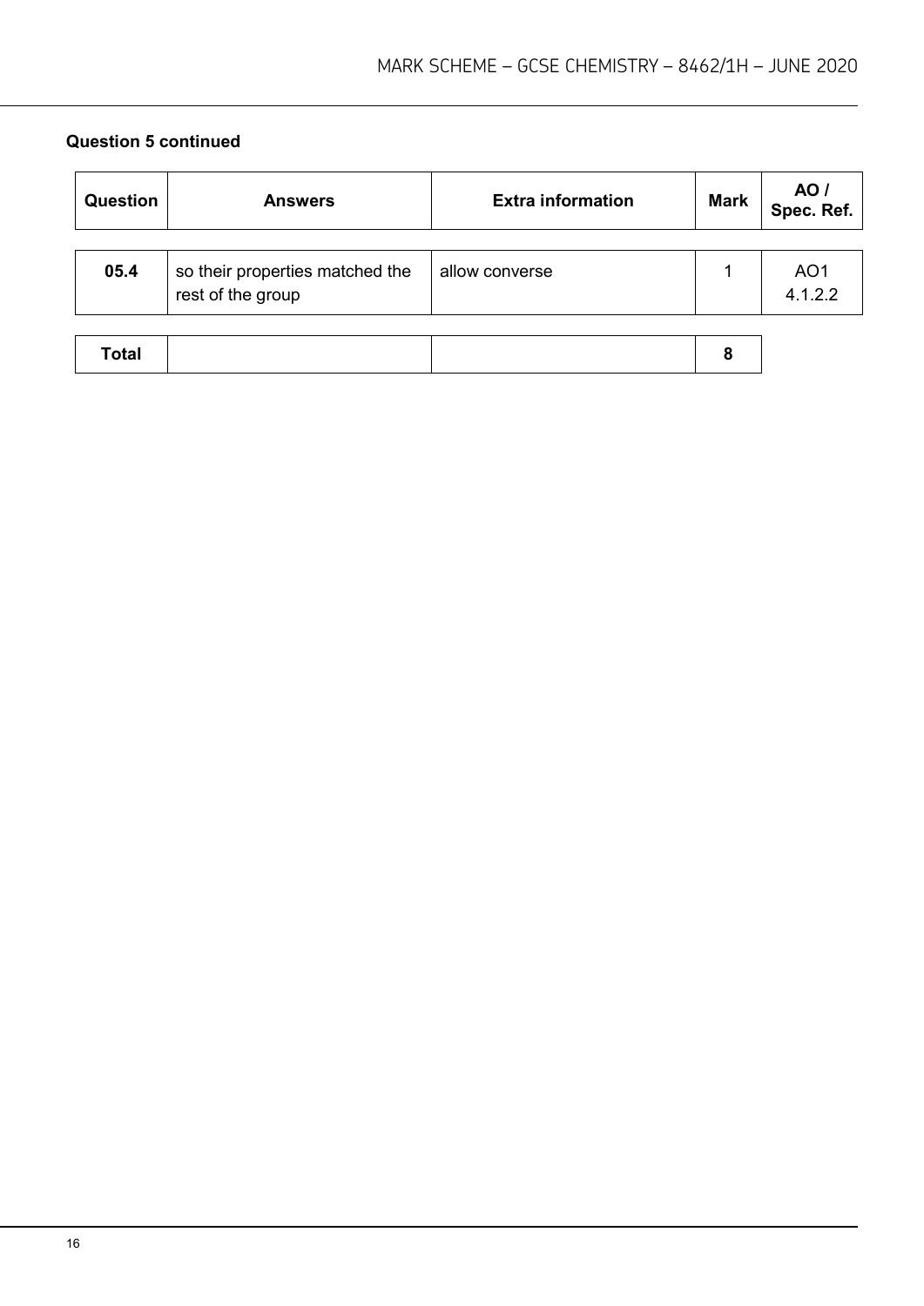**Question 5 continued**

| Question | Answers | Extra information | Mark | AO / Spec. Ref. |
|---|---|---|---|---|
| 05.4 | so their properties matched the rest of the group | allow converse | 1 | AO1 4.1.2.2 |
| Total | | | 8 | |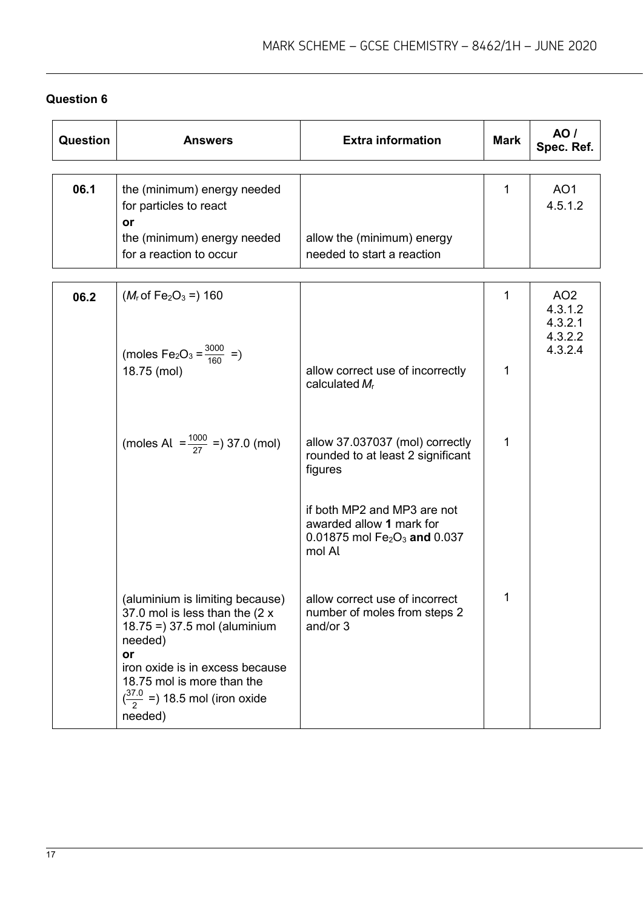## Question 6

| Question | Answers | Extra information | Mark | AO / Spec. Ref. |
|---|---|---|---|---|
| 06.1 | the (minimum) energy needed for particles to react<br>**or**<br>the (minimum) energy needed for a reaction to occur | allow the (minimum) energy needed to start a reaction | 1 | AO1<br>4.5.1.2 |
| 06.2 | ($M_r$ of $Fe_2O_3$ =) 160 | | 1 | AO2<br>4.3.1.2<br>4.3.2.1<br>4.3.2.2<br>4.3.2.4 |
| | (moles $Fe_2O_3 = \frac{3000}{160}$ =)<br>18.75 (mol) | allow correct use of incorrectly calculated $M_r$ | 1 | |
| | (moles Al $= \frac{1000}{27}$ =) 37.0 (mol) | allow 37.037037 (mol) correctly rounded to at least 2 significant figures<br><br>if both MP2 and MP3 are not awarded allow **1** mark for 0.01875 mol $Fe_2O_3$ **and** 0.037 mol Al | 1 | |
| | (aluminium is limiting because) 37.0 mol is less than the (2 x 18.75 =) 37.5 mol (aluminium needed)<br>**or**<br>iron oxide is in excess because 18.75 mol is more than the ($\frac{37.0}{2}$ =) 18.5 mol (iron oxide needed) | allow correct use of incorrect number of moles from steps 2 and/or 3 | 1 | |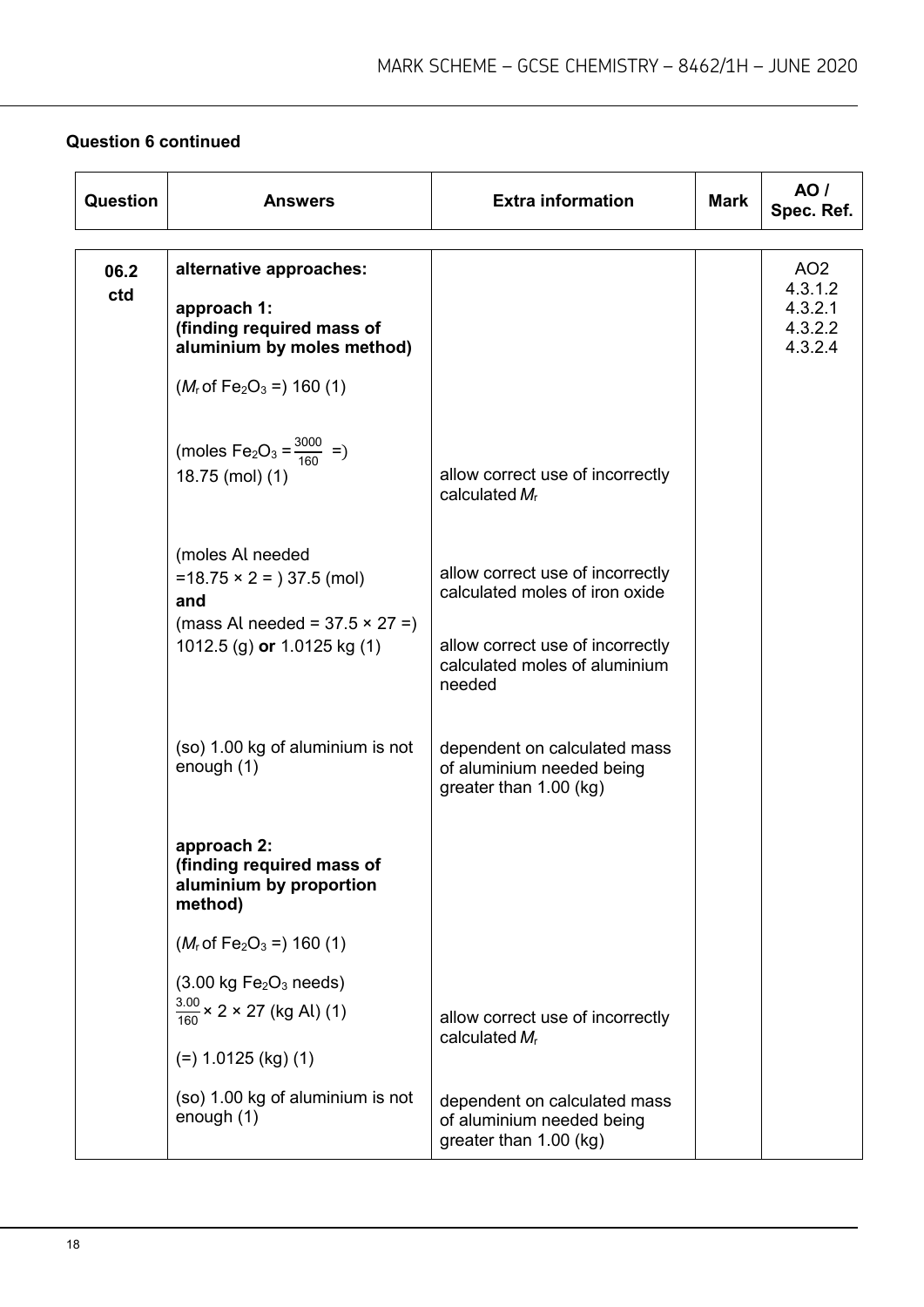**Question 6 continued**

| Question | Answers | Extra information | Mark | AO / Spec. Ref. |
|---|---|---|---|---|
| 06.2 ctd | **alternative approaches:** | | | AO2 4.3.1.2 4.3.2.1 4.3.2.2 4.3.2.4 |
| | **approach 1: (finding required mass of aluminium by moles method)** | | | |
| | ($M_r$ of $Fe_2O_3$ =) 160 (1) | | | |
| | (moles $Fe_2O_3 = \frac{3000}{160}$ =) 18.75 (mol) (1) | allow correct use of incorrectly calculated $M_r$ | | |
| | (moles Al needed =18.75 × 2 = ) 37.5 (mol) **and** (mass Al needed = 37.5 × 27 =) 1012.5 (g) **or** 1.0125 kg (1) | allow correct use of incorrectly calculated moles of iron oxide<br><br>allow correct use of incorrectly calculated moles of aluminium needed | | |
| | (so) 1.00 kg of aluminium is not enough (1) | dependent on calculated mass of aluminium needed being greater than 1.00 (kg) | | |
| | **approach 2: (finding required mass of aluminium by proportion method)** | | | |
| | ($M_r$ of $Fe_2O_3$ =) 160 (1) | | | |
| | (3.00 kg $Fe_2O_3$ needs) $\frac{3.00}{160}$ × 2 × 27 (kg Al) (1) | allow correct use of incorrectly calculated $M_r$ | | |
| | (=) 1.0125 (kg) (1) | | | |
| | (so) 1.00 kg of aluminium is not enough (1) | dependent on calculated mass of aluminium needed being greater than 1.00 (kg) | | |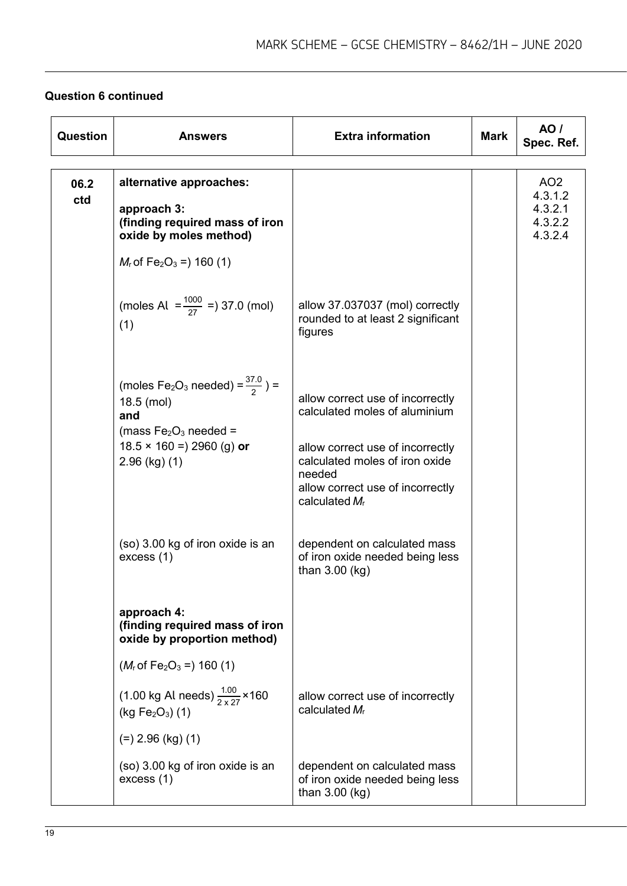**Question 6 continued**

| Question | Answers | Extra information | Mark | AO / Spec. Ref. |
|---|---|---|---|---|
| 06.2 ctd | **alternative approaches:** | | | AO2 4.3.1.2 4.3.2.1 4.3.2.2 4.3.2.4 |
| | **approach 3: (finding required mass of iron oxide by moles method)** | | | |
| | $M_r$ of $Fe_2O_3$ =) 160 (1) | | | |
| | (moles Al $= \frac{1000}{27}$ =) 37.0 (mol) (1) | allow 37.037037 (mol) correctly rounded to at least 2 significant figures | | |
| | (moles $Fe_2O_3$ needed) $= \frac{37.0}{2}$ ) = 18.5 (mol) **and** (mass $Fe_2O_3$ needed = 18.5 × 160 =) 2960 (g) **or** 2.96 (kg) (1) | allow correct use of incorrectly calculated moles of aluminium<br>allow correct use of incorrectly calculated moles of iron oxide needed<br>allow correct use of incorrectly calculated $M_r$ | | |
| | (so) 3.00 kg of iron oxide is an excess (1) | dependent on calculated mass of iron oxide needed being less than 3.00 (kg) | | |
| | **approach 4: (finding required mass of iron oxide by proportion method)** | | | |
| | ($M_r$ of $Fe_2O_3$ =) 160 (1) | | | |
| | (1.00 kg Al needs) $\frac{1.00}{2 \times 27} \times 160$ (kg $Fe_2O_3$) (1) | allow correct use of incorrectly calculated $M_r$ | | |
| | (=) 2.96 (kg) (1) | | | |
| | (so) 3.00 kg of iron oxide is an excess (1) | dependent on calculated mass of iron oxide needed being less than 3.00 (kg) | | |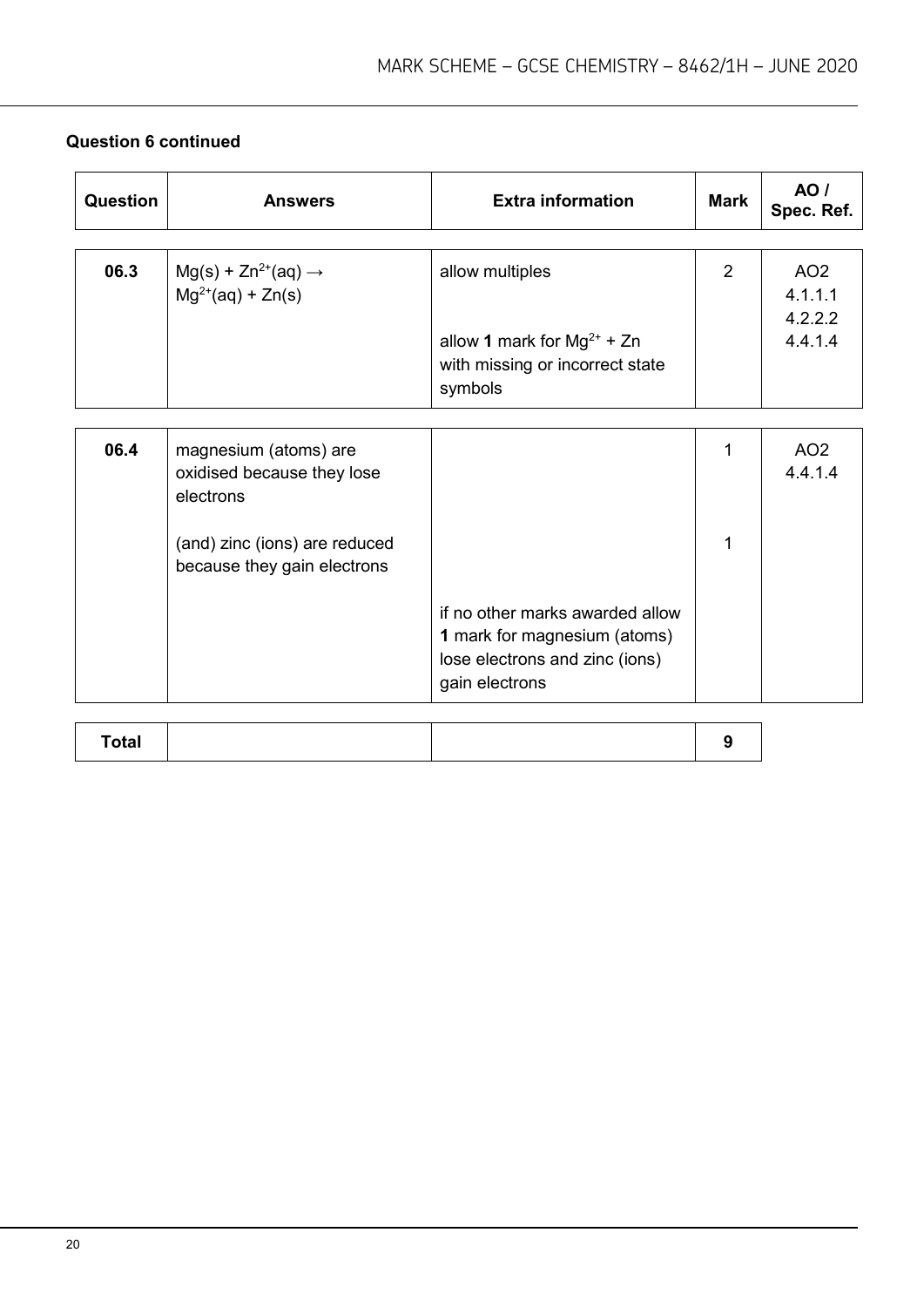**Question 6 continued**

| Question | Answers | Extra information | Mark | AO / Spec. Ref. |
|---|---|---|---|---|
| 06.3 | $Mg(s) + Zn^{2+}(aq) \rightarrow Mg^{2+}(aq) + Zn(s)$ | allow multiples<br><br>allow **1** mark for $Mg^{2+}$ + Zn with missing or incorrect state symbols | 2 | AO2<br>4.1.1.1<br>4.2.2.2<br>4.4.1.4 |
| 06.4 | magnesium (atoms) are oxidised because they lose electrons | | 1 | AO2<br>4.4.1.4 |
| | (and) zinc (ions) are reduced because they gain electrons | | 1 | |
| | | if no other marks awarded allow **1** mark for magnesium (atoms) lose electrons and zinc (ions) gain electrons | | |
| **Total** | | | **9** | |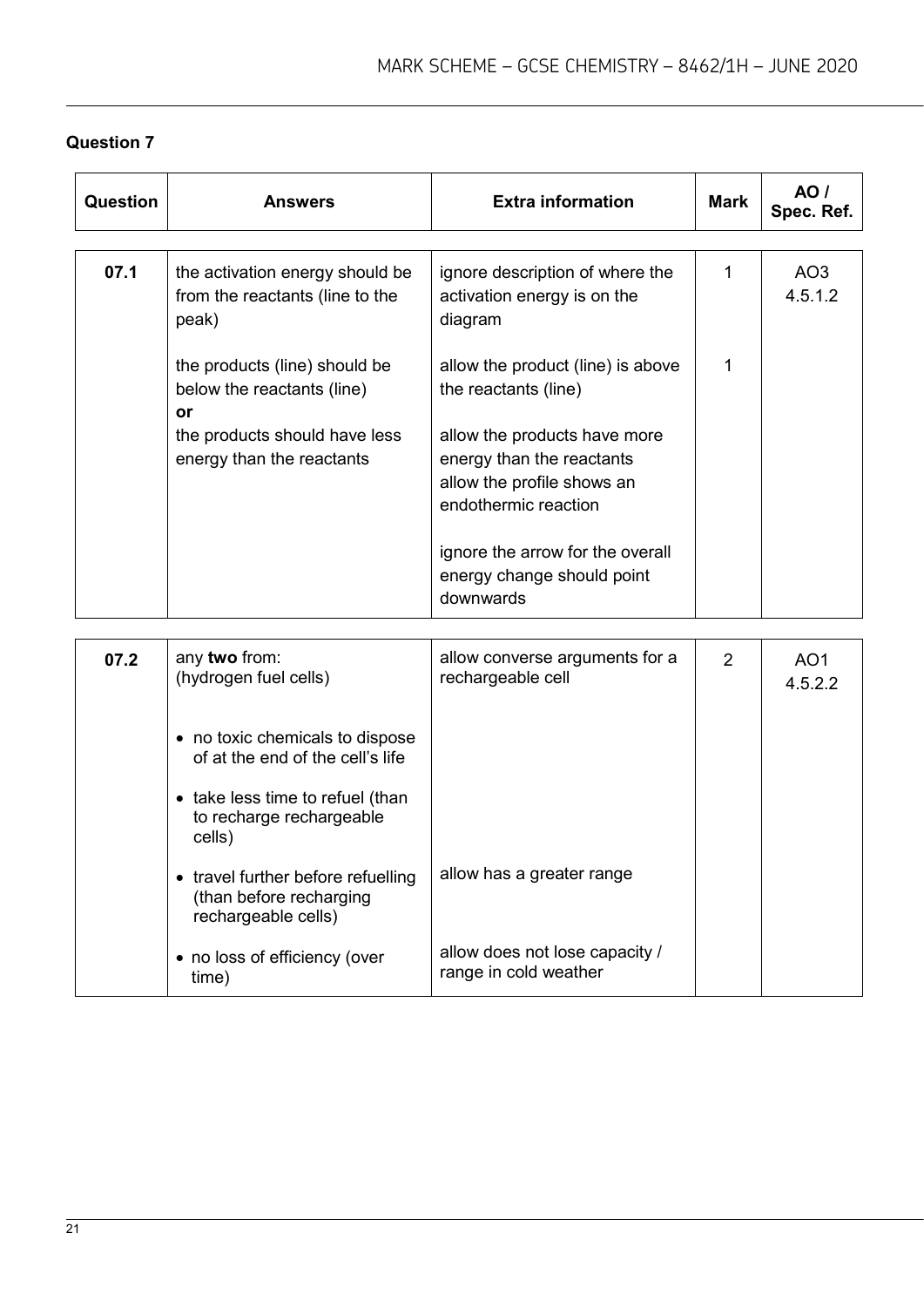## Question 7

| Question | Answers | Extra information | Mark | AO / Spec. Ref. |
|---|---|---|---|---|
| 07.1 | the activation energy should be from the reactants (line to the peak) | ignore description of where the activation energy is on the diagram | 1 | AO3 4.5.1.2 |
| | the products (line) should be below the reactants (line) **or** the products should have less energy than the reactants | allow the product (line) is above the reactants (line) allow the products have more energy than the reactants allow the profile shows an endothermic reaction ignore the arrow for the overall energy change should point downwards | 1 | |
| 07.2 | any **two** from: (hydrogen fuel cells) | allow converse arguments for a rechargeable cell | 2 | AO1 4.5.2.2 |
| | • no toxic chemicals to dispose of at the end of the cell's life | | | |
| | • take less time to refuel (than to recharge rechargeable cells) | | | |
| | • travel further before refuelling (than before recharging rechargeable cells) | allow has a greater range | | |
| | • no loss of efficiency (over time) | allow does not lose capacity / range in cold weather | | |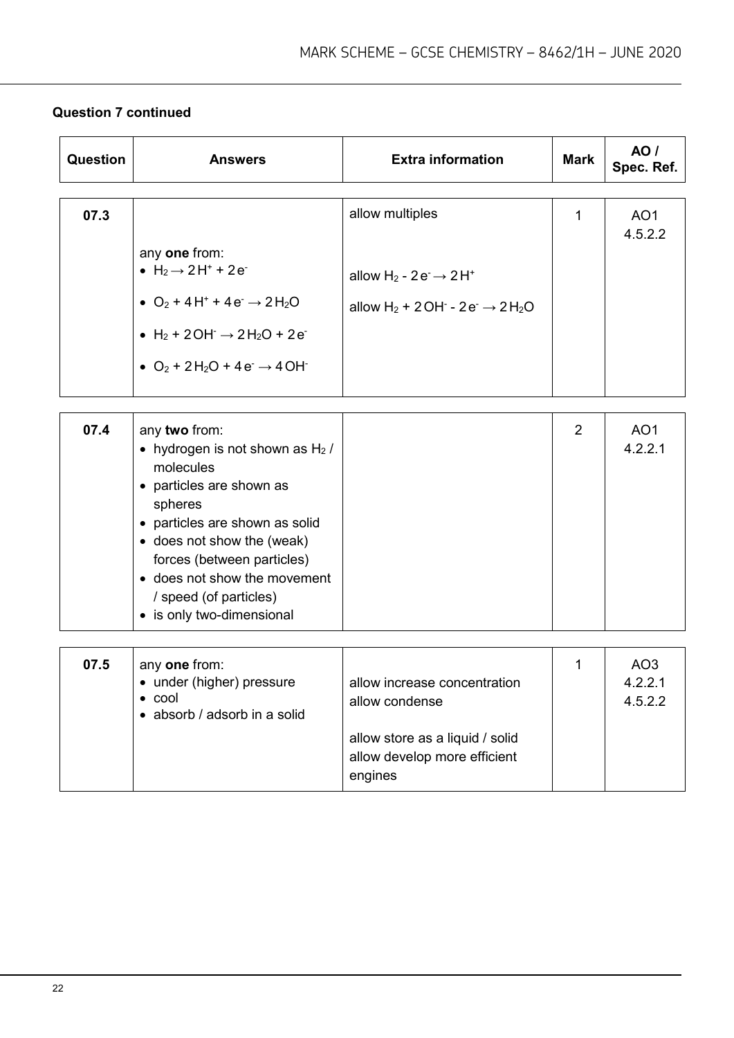**Question 7 continued**

| Question | Answers | Extra information | Mark | AO / Spec. Ref. |
|---|---|---|---|---|
| 07.3 | any **one** from:<br>• $H_2 \rightarrow 2H^+ + 2e^-$<br>• $O_2 + 4H^+ + 4e^- \rightarrow 2H_2O$<br>• $H_2 + 2OH^- \rightarrow 2H_2O + 2e^-$<br>• $O_2 + 2H_2O + 4e^- \rightarrow 4OH^-$ | allow multiples<br><br>allow $H_2 - 2e^- \rightarrow 2H^+$<br>allow $H_2 + 2OH^- - 2e^- \rightarrow 2H_2O$ | 1 | AO1<br>4.5.2.2 |
| 07.4 | any **two** from:<br>• hydrogen is not shown as $H_2$ / molecules<br>• particles are shown as spheres<br>• particles are shown as solid<br>• does not show the (weak) forces (between particles)<br>• does not show the movement / speed (of particles)<br>• is only two-dimensional | | 2 | AO1<br>4.2.2.1 |
| 07.5 | any **one** from:<br>• under (higher) pressure<br>• cool<br>• absorb / adsorb in a solid | allow increase concentration<br>allow condense<br><br>allow store as a liquid / solid<br>allow develop more efficient engines | 1 | AO3<br>4.2.2.1<br>4.5.2.2 |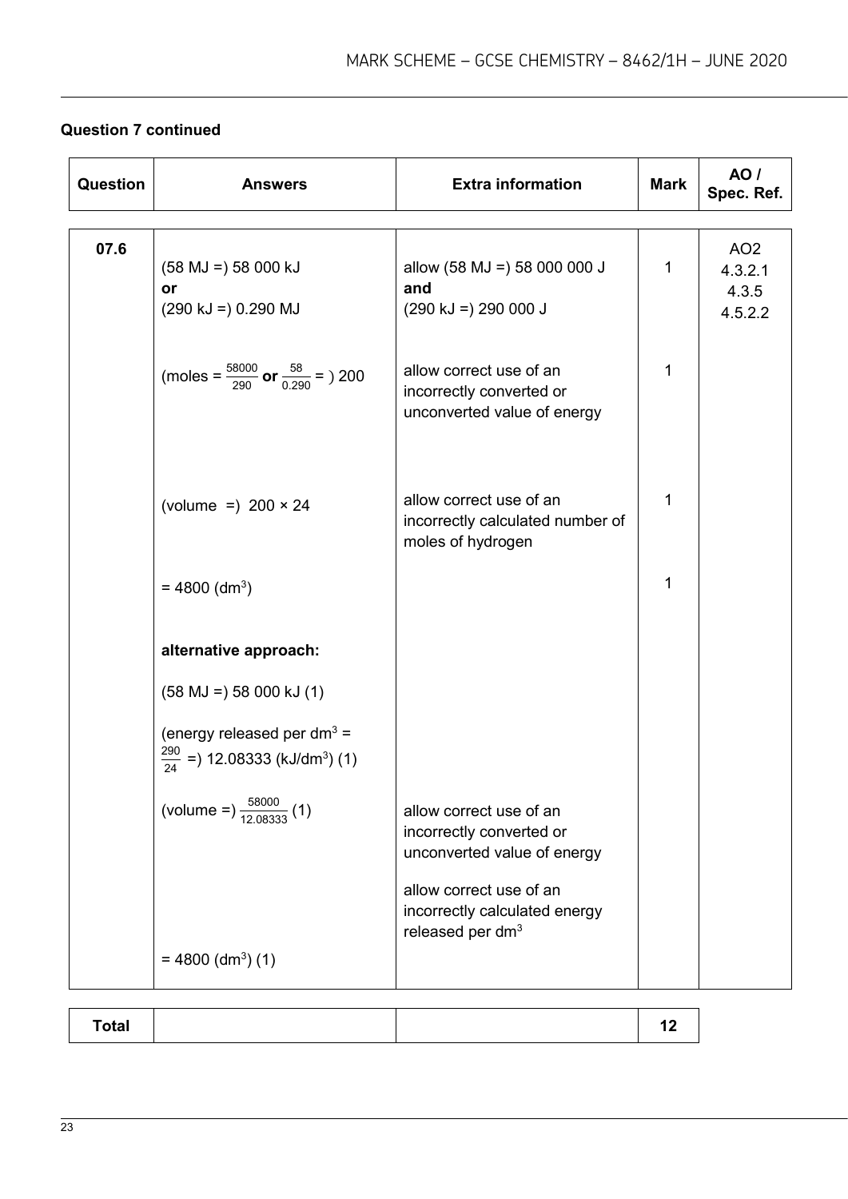**Question 7 continued**

| Question | Answers | Extra information | Mark | AO / Spec. Ref. |
|---|---|---|---|---|
| 07.6 | (58 MJ =) 58 000 kJ **or** (290 kJ =) 0.290 MJ | allow (58 MJ =) 58 000 000 J **and** (290 kJ =) 290 000 J | 1 | AO2 4.3.2.1 4.3.5 4.5.2.2 |
| | (moles = $\frac{58000}{290}$ **or** $\frac{58}{0.290}$ = ) 200 | allow correct use of an incorrectly converted or unconverted value of energy | 1 | |
| | (volume =) 200 × 24 | allow correct use of an incorrectly calculated number of moles of hydrogen | 1 | |
| | = 4800 ($dm^3$) | | 1 | |
| | **alternative approach:** | | | |
| | (58 MJ =) 58 000 kJ (1) | | | |
| | (energy released per $dm^3$ = $\frac{290}{24}$ =) 12.08333 (kJ/$dm^3$) (1) | | | |
| | (volume =) $\frac{58000}{12.08333}$ (1) | allow correct use of an incorrectly converted or unconverted value of energy<br><br>allow correct use of an incorrectly calculated energy released per $dm^3$ | | |
| | = 4800 ($dm^3$) (1) | | | |

| Total | | | 12 |
|---|---|---|---|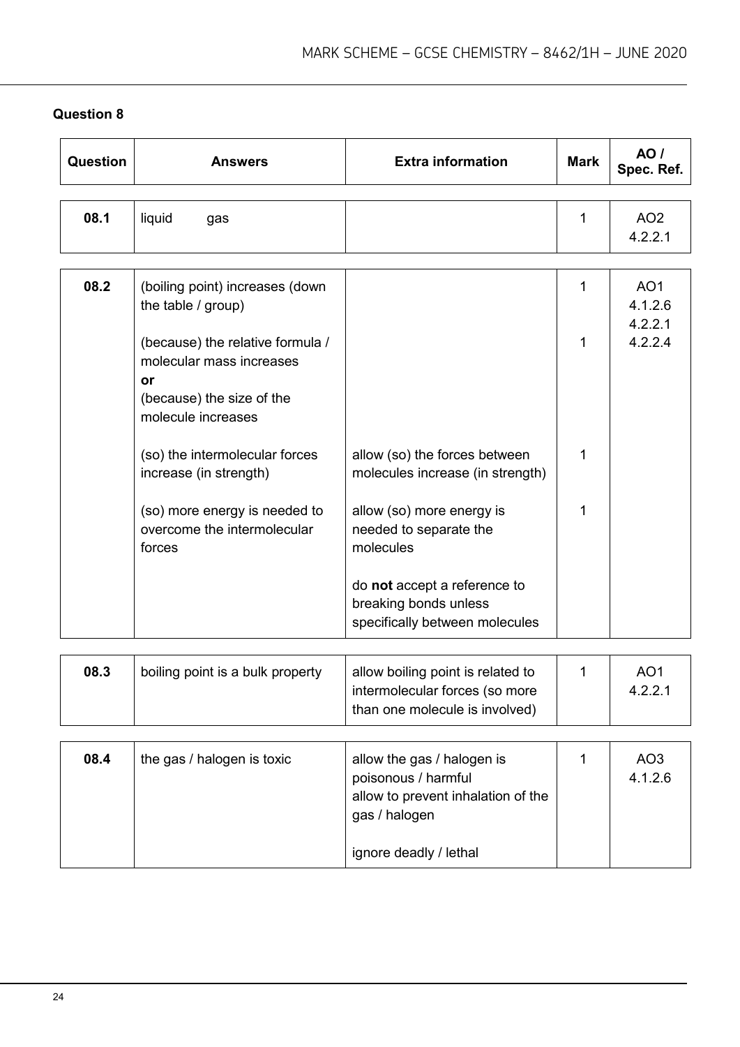## Question 8

| Question | Answers | Extra information | Mark | AO / Spec. Ref. |
|---|---|---|---|---|
| 08.1 | liquid gas | | 1 | AO2<br>4.2.2.1 |
| 08.2 | (boiling point) increases (down the table / group) | | 1 | AO1<br>4.1.2.6<br>4.2.2.1<br>4.2.2.4 |
| | (because) the relative formula / molecular mass increases<br>**or**<br>(because) the size of the molecule increases | | 1 | |
| | (so) the intermolecular forces increase (in strength) | allow (so) the forces between molecules increase (in strength) | 1 | |
| | (so) more energy is needed to overcome the intermolecular forces | allow (so) more energy is needed to separate the molecules<br><br>do **not** accept a reference to breaking bonds unless specifically between molecules | 1 | |
| 08.3 | boiling point is a bulk property | allow boiling point is related to intermolecular forces (so more than one molecule is involved) | 1 | AO1<br>4.2.2.1 |
| 08.4 | the gas / halogen is toxic | allow the gas / halogen is poisonous / harmful<br>allow to prevent inhalation of the gas / halogen<br><br>ignore deadly / lethal | 1 | AO3<br>4.1.2.6 |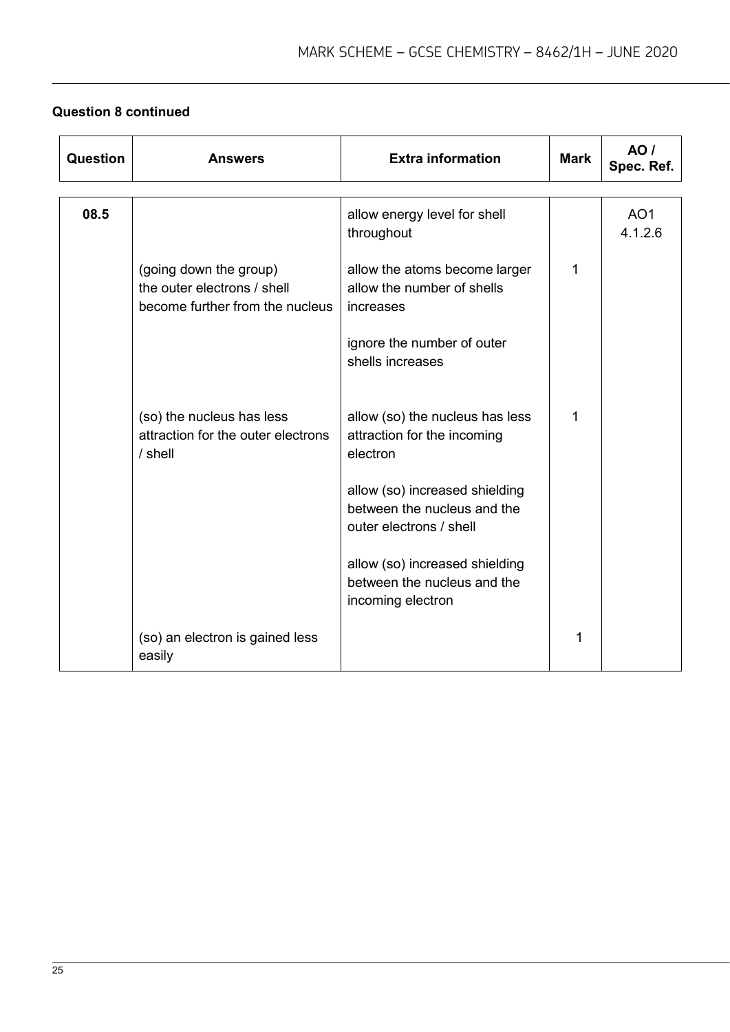**Question 8 continued**

| Question | Answers | Extra information | Mark | AO / Spec. Ref. |
|---|---|---|---|---|
| 08.5 | | allow energy level for shell throughout | | AO1 4.1.2.6 |
| | (going down the group) the outer electrons / shell become further from the nucleus | allow the atoms become larger<br>allow the number of shells increases<br><br>ignore the number of outer shells increases | 1 | |
| | (so) the nucleus has less attraction for the outer electrons / shell | allow (so) the nucleus has less attraction for the incoming electron<br><br>allow (so) increased shielding between the nucleus and the outer electrons / shell<br><br>allow (so) increased shielding between the nucleus and the incoming electron | 1 | |
| | (so) an electron is gained less easily | | 1 | |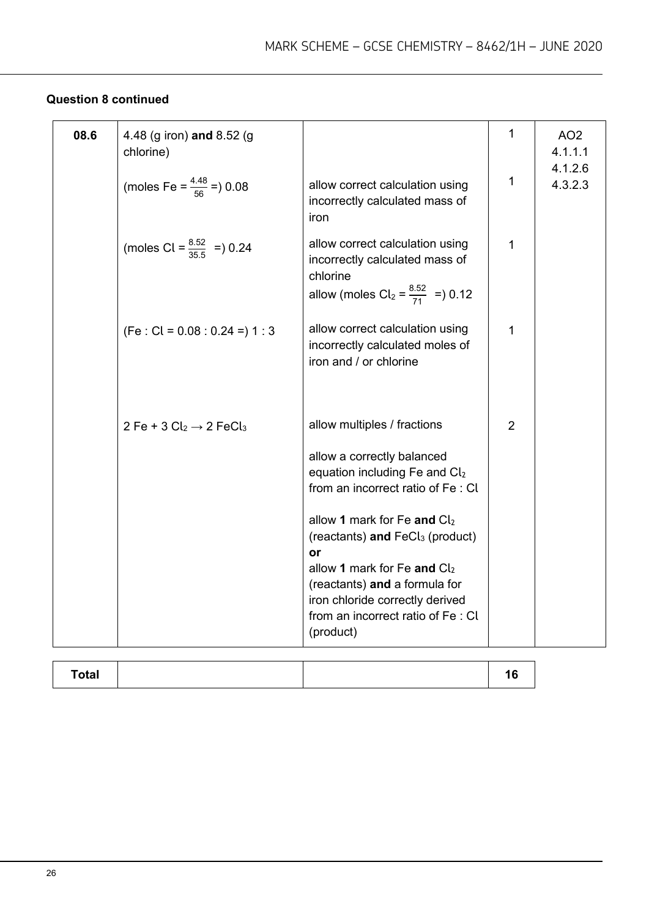**Question 8 continued**

| | | | | |
|---|---|---|---|---|
| 08.6 | 4.48 (g iron) **and** 8.52 (g chlorine) | | 1 | AO2<br>4.1.1.1<br>4.1.2.6<br>4.3.2.3 |
| | (moles Fe = $\frac{4.48}{56}$ =) 0.08 | allow correct calculation using incorrectly calculated mass of iron | 1 | |
| | (moles Cl = $\frac{8.52}{35.5}$ =) 0.24 | allow correct calculation using incorrectly calculated mass of chlorine<br>allow (moles $Cl_2$ = $\frac{8.52}{71}$ =) 0.12 | 1 | |
| | (Fe : Cl = 0.08 : 0.24 =) 1 : 3 | allow correct calculation using incorrectly calculated moles of iron and / or chlorine | 1 | |
| | $2\ Fe + 3\ Cl_2 \rightarrow 2\ FeCl_3$ | allow multiples / fractions<br><br>allow a correctly balanced equation including Fe and $Cl_2$ from an incorrect ratio of Fe : Cl<br><br>allow **1** mark for Fe **and** $Cl_2$ (reactants) **and** $FeCl_3$ (product)<br>**or**<br>allow **1** mark for Fe **and** $Cl_2$ (reactants) **and** a formula for iron chloride correctly derived from an incorrect ratio of Fe : Cl (product) | 2 | |

| | | | |
|---|---|---|---|
| **Total** | | | **16** |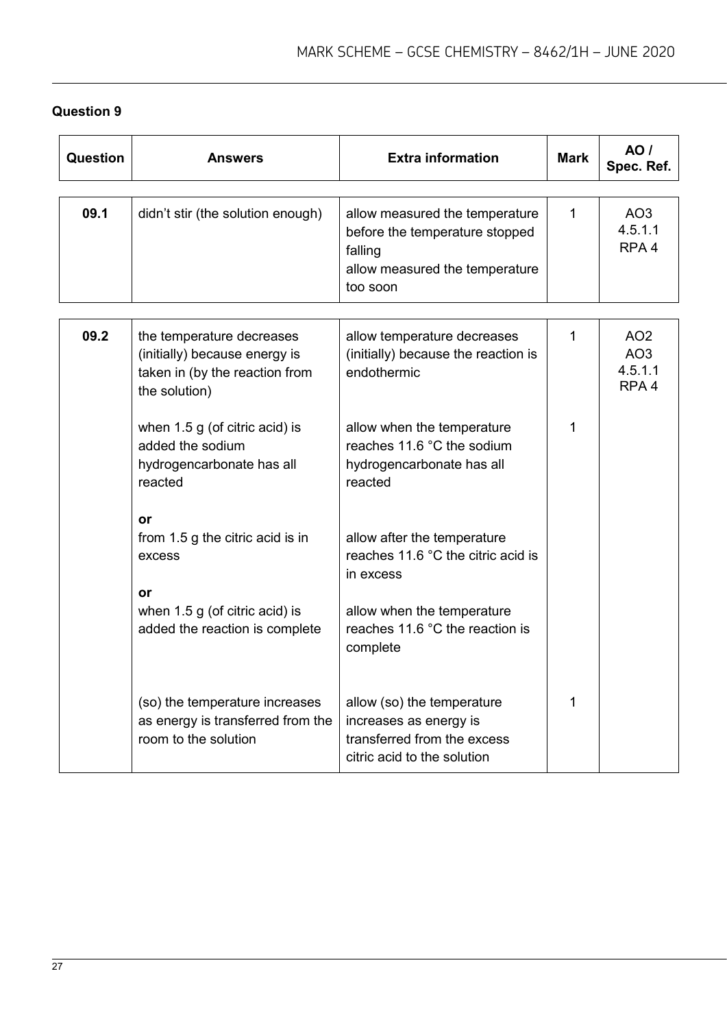## Question 9

| Question | Answers | Extra information | Mark | AO / Spec. Ref. |
|---|---|---|---|---|
| 09.1 | didn't stir (the solution enough) | allow measured the temperature before the temperature stopped falling<br>allow measured the temperature too soon | 1 | AO3<br>4.5.1.1<br>RPA 4 |

| Question | Answers | Extra information | Mark | AO / Spec. Ref. |
|---|---|---|---|---|
| 09.2 | the temperature decreases (initially) because energy is taken in (by the reaction from the solution) | allow temperature decreases (initially) because the reaction is endothermic | 1 | AO2<br>AO3<br>4.5.1.1<br>RPA 4 |
| | when 1.5 g (of citric acid) is added the sodium hydrogencarbonate has all reacted<br><br>**or**<br>from 1.5 g the citric acid is in excess<br><br>**or**<br>when 1.5 g (of citric acid) is added the reaction is complete | allow when the temperature reaches 11.6 °C the sodium hydrogencarbonate has all reacted<br><br>allow after the temperature reaches 11.6 °C the citric acid is in excess<br><br>allow when the temperature reaches 11.6 °C the reaction is complete | 1 | |
| | (so) the temperature increases as energy is transferred from the room to the solution | allow (so) the temperature increases as energy is transferred from the excess citric acid to the solution | 1 | |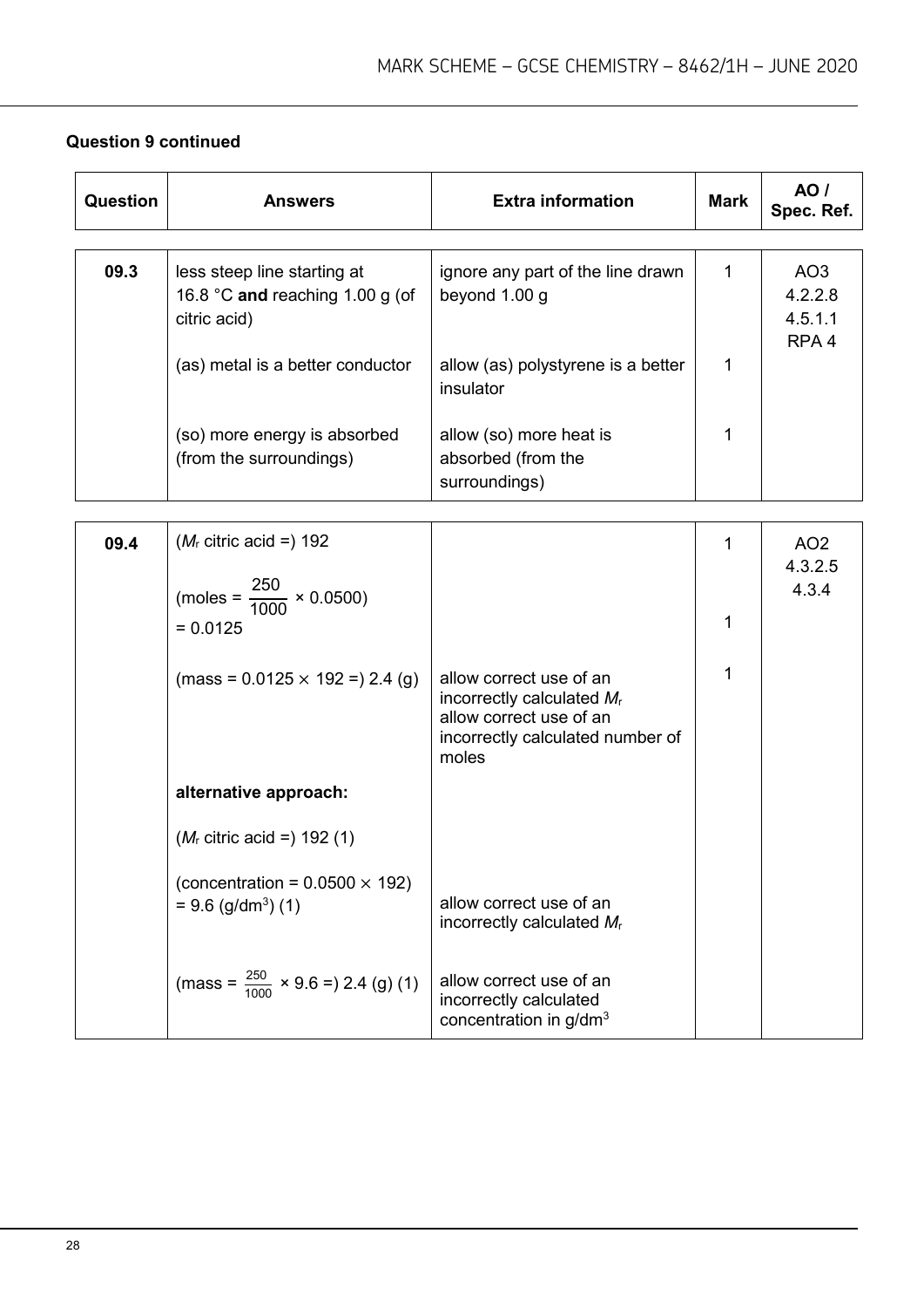**Question 9 continued**

| Question | Answers | Extra information | Mark | AO / Spec. Ref. |
|---|---|---|---|---|
| 09.3 | less steep line starting at 16.8 °C **and** reaching 1.00 g (of citric acid) | ignore any part of the line drawn beyond 1.00 g | 1 | AO3 4.2.2.8 4.5.1.1 RPA 4 |
| | (as) metal is a better conductor | allow (as) polystyrene is a better insulator | 1 | |
| | (so) more energy is absorbed (from the surroundings) | allow (so) more heat is absorbed (from the surroundings) | 1 | |

| Question | Answers | Extra information | Mark | AO / Spec. Ref. |
|---|---|---|---|---|
| 09.4 | ($M_r$ citric acid =) 192 | | 1 | AO2 4.3.2.5 4.3.4 |
| | (moles = $\frac{250}{1000}$ × 0.0500) = 0.0125 | | 1 | |
| | (mass = 0.0125 × 192 =) 2.4 (g) | allow correct use of an incorrectly calculated $M_r$<br>allow correct use of an incorrectly calculated number of moles | 1 | |
| | **alternative approach:** | | | |
| | ($M_r$ citric acid =) 192 (1) | | | |
| | (concentration = 0.0500 × 192) = 9.6 (g/dm$^3$) (1) | allow correct use of an incorrectly calculated $M_r$ | | |
| | (mass = $\frac{250}{1000}$ × 9.6 =) 2.4 (g) (1) | allow correct use of an incorrectly calculated concentration in g/dm$^3$ | | |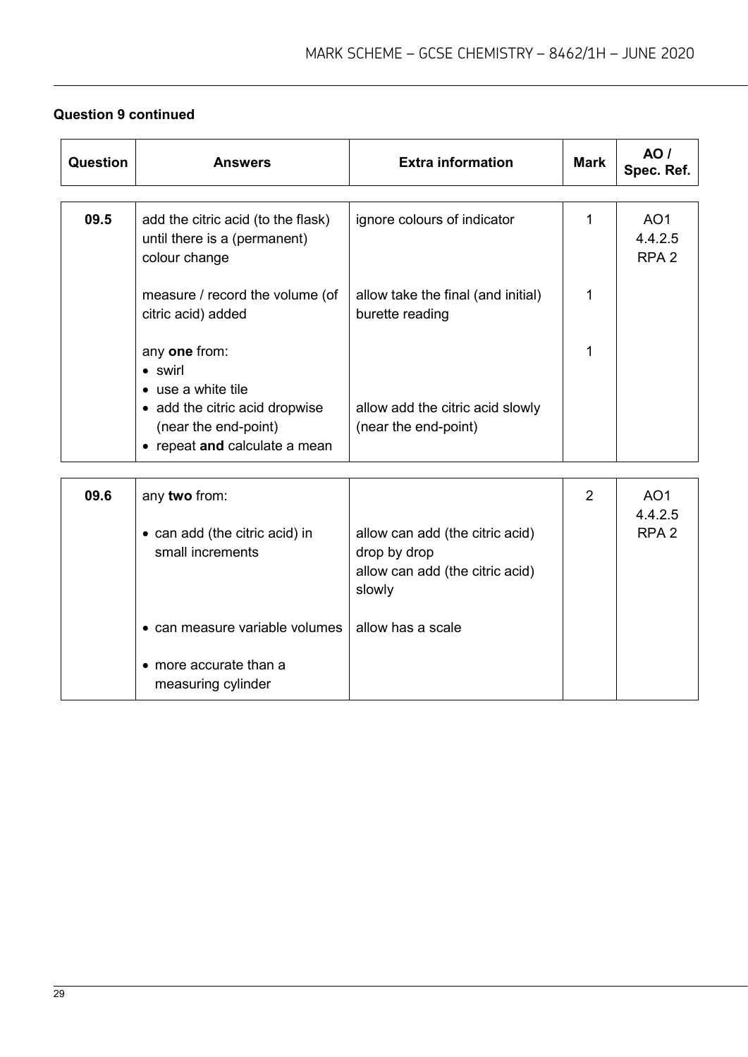**Question 9 continued**

| Question | Answers | Extra information | Mark | AO / Spec. Ref. |
|---|---|---|---|---|
| 09.5 | add the citric acid (to the flask) until there is a (permanent) colour change | ignore colours of indicator | 1 | AO1 4.4.2.5 RPA 2 |
| | measure / record the volume (of citric acid) added | allow take the final (and initial) burette reading | 1 | |
| | any **one** from: <br>• swirl <br>• use a white tile <br>• add the citric acid dropwise (near the end-point) <br>• repeat **and** calculate a mean | allow add the citric acid slowly (near the end-point) | 1 | |

| Question | Answers | Extra information | Mark | AO / Spec. Ref. |
|---|---|---|---|---|
| 09.6 | any **two** from: | | 2 | AO1 4.4.2.5 RPA 2 |
| | • can add (the citric acid) in small increments | allow can add (the citric acid) drop by drop <br>allow can add (the citric acid) slowly | | |
| | • can measure variable volumes | allow has a scale | | |
| | • more accurate than a measuring cylinder | | | |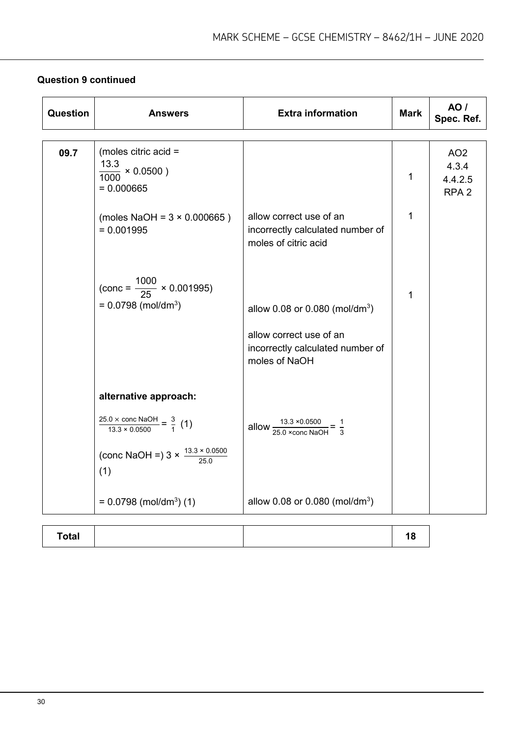**Question 9 continued**

| Question | Answers | Extra information | Mark | AO / Spec. Ref. |
|---|---|---|---|---|
| 09.7 | (moles citric acid = $\frac{13.3}{1000} \times 0.0500$ ) = 0.000665 | | 1 | AO2 4.3.4 4.4.2.5 RPA 2 |
| | (moles NaOH = 3 × 0.000665 ) = 0.001995 | allow correct use of an incorrectly calculated number of moles of citric acid | 1 | |
| | (conc = $\frac{1000}{25} \times 0.001995$) = 0.0798 (mol/dm$^3$) | allow 0.08 or 0.080 (mol/dm$^3$)<br><br>allow correct use of an incorrectly calculated number of moles of NaOH | 1 | |
| | **alternative approach:** | | | |
| | $\frac{25.0 \times \text{conc NaOH}}{13.3 \times 0.0500} = \frac{3}{1}$ (1) | allow $\frac{13.3 \times 0.0500}{25.0 \times \text{conc NaOH}} = \frac{1}{3}$ | | |
| | (conc NaOH =) 3 × $\frac{13.3 \times 0.0500}{25.0}$ (1) | | | |
| | = 0.0798 (mol/dm$^3$) (1) | allow 0.08 or 0.080 (mol/dm$^3$) | | |

| Total | | | 18 |
|---|---|---|---|